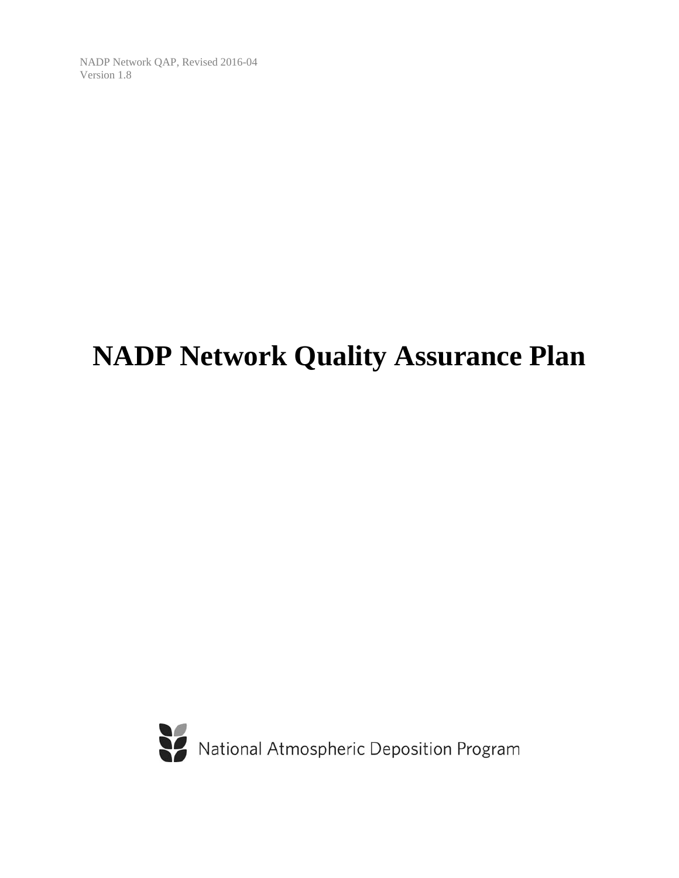NADP Network QAP, Revised 2016-04
Version 1.8

# NADP Network Quality Assurance Plan

National Atmospheric Deposition Program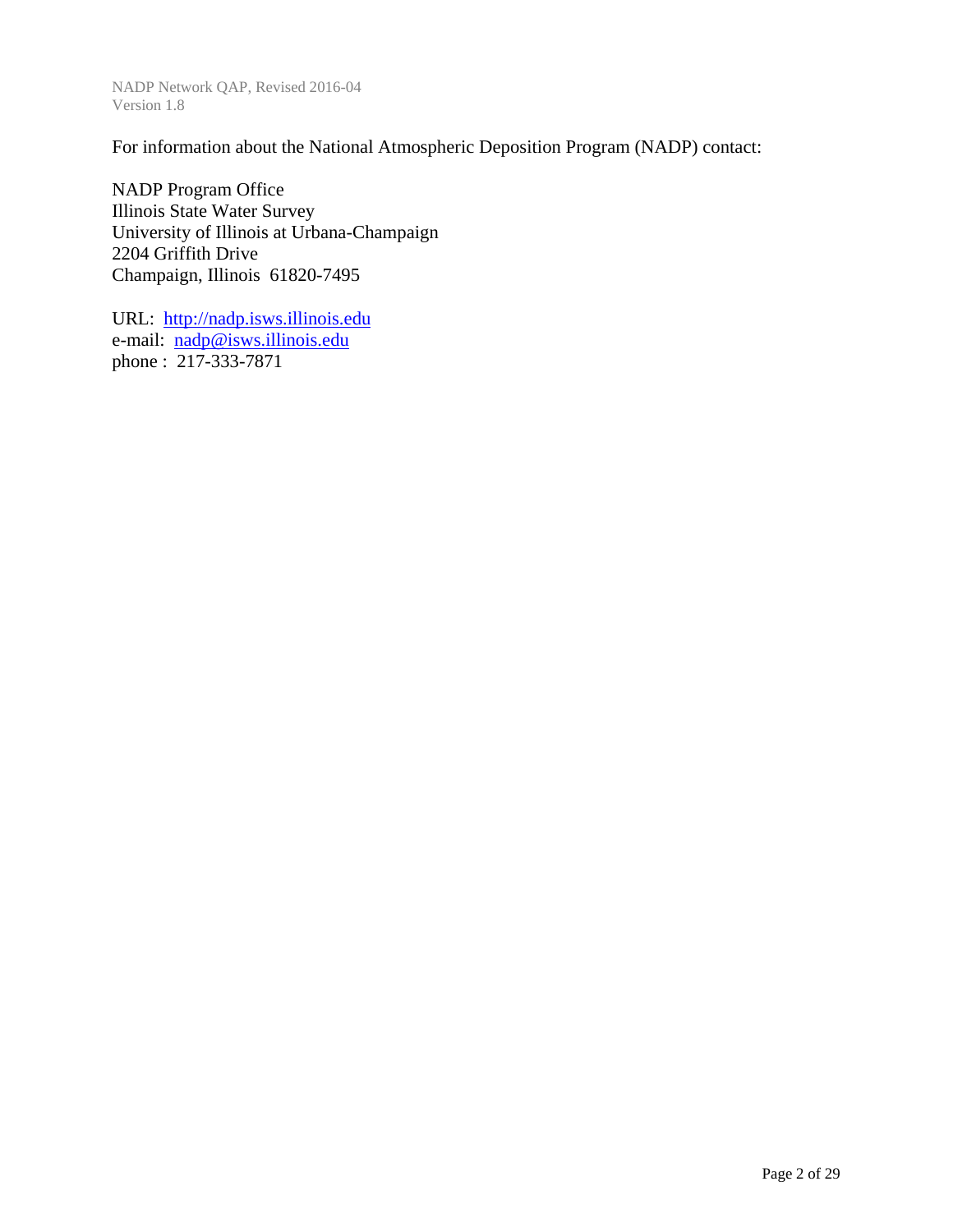For information about the National Atmospheric Deposition Program (NADP) contact:

NADP Program Office  
Illinois State Water Survey  
University of Illinois at Urbana-Champaign  
2204 Griffith Drive  
Champaign, Illinois 61820-7495

URL: http://nadp.isws.illinois.edu  
e-mail: nadp@isws.illinois.edu  
phone : 217-333-7871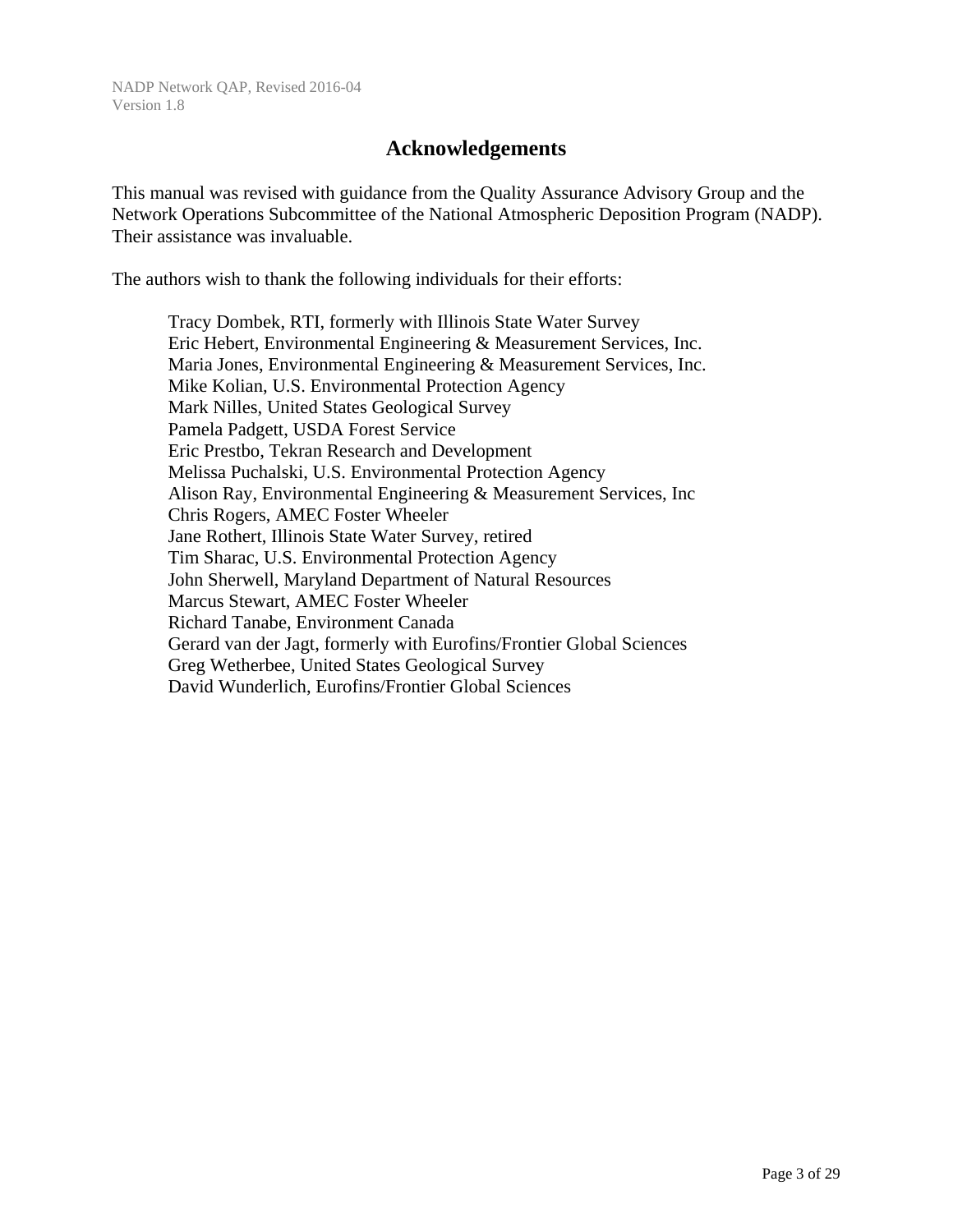# Acknowledgements

This manual was revised with guidance from the Quality Assurance Advisory Group and the Network Operations Subcommittee of the National Atmospheric Deposition Program (NADP). Their assistance was invaluable.

The authors wish to thank the following individuals for their efforts:

Tracy Dombek, RTI, formerly with Illinois State Water Survey
Eric Hebert, Environmental Engineering & Measurement Services, Inc.
Maria Jones, Environmental Engineering & Measurement Services, Inc.
Mike Kolian, U.S. Environmental Protection Agency
Mark Nilles, United States Geological Survey
Pamela Padgett, USDA Forest Service
Eric Prestbo, Tekran Research and Development
Melissa Puchalski, U.S. Environmental Protection Agency
Alison Ray, Environmental Engineering & Measurement Services, Inc
Chris Rogers, AMEC Foster Wheeler
Jane Rothert, Illinois State Water Survey, retired
Tim Sharac, U.S. Environmental Protection Agency
John Sherwell, Maryland Department of Natural Resources
Marcus Stewart, AMEC Foster Wheeler
Richard Tanabe, Environment Canada
Gerard van der Jagt, formerly with Eurofins/Frontier Global Sciences
Greg Wetherbee, United States Geological Survey
David Wunderlich, Eurofins/Frontier Global Sciences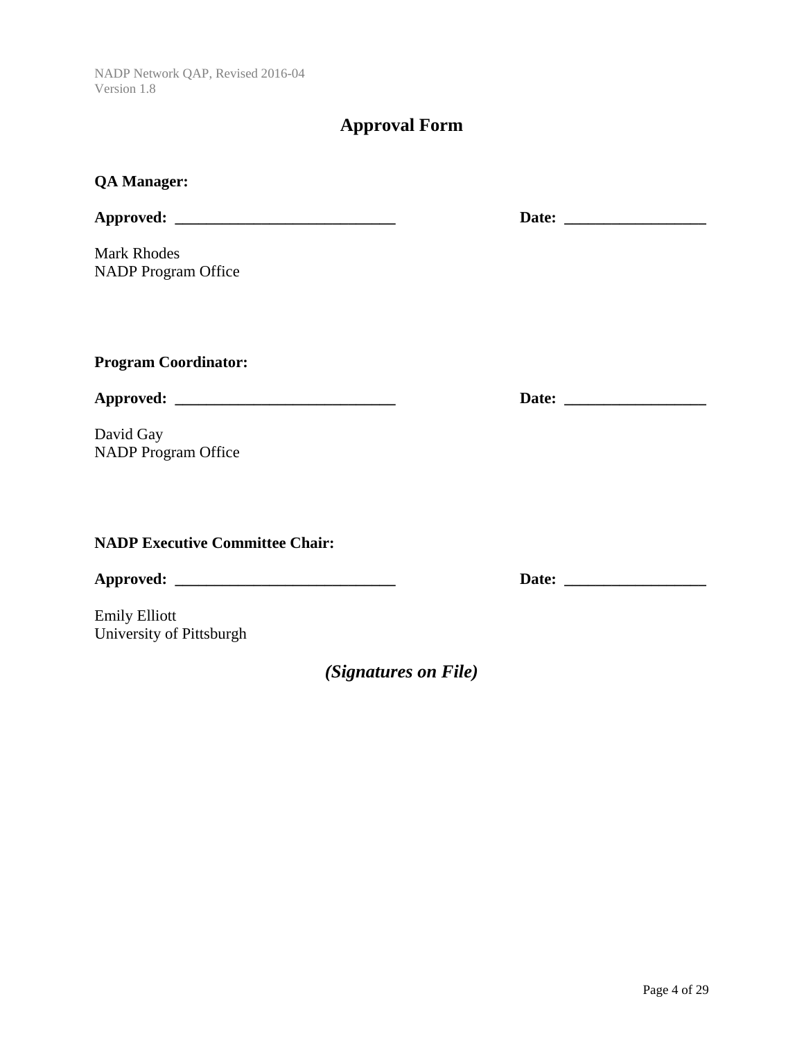# Approval Form

**QA Manager:**

**Approved: ____________________________** **Date: __________________**

Mark Rhodes
NADP Program Office

**Program Coordinator:**

**Approved: ____________________________** **Date: __________________**

David Gay
NADP Program Office

**NADP Executive Committee Chair:**

**Approved: ____________________________** **Date: __________________**

Emily Elliott
University of Pittsburgh

***(Signatures on File)***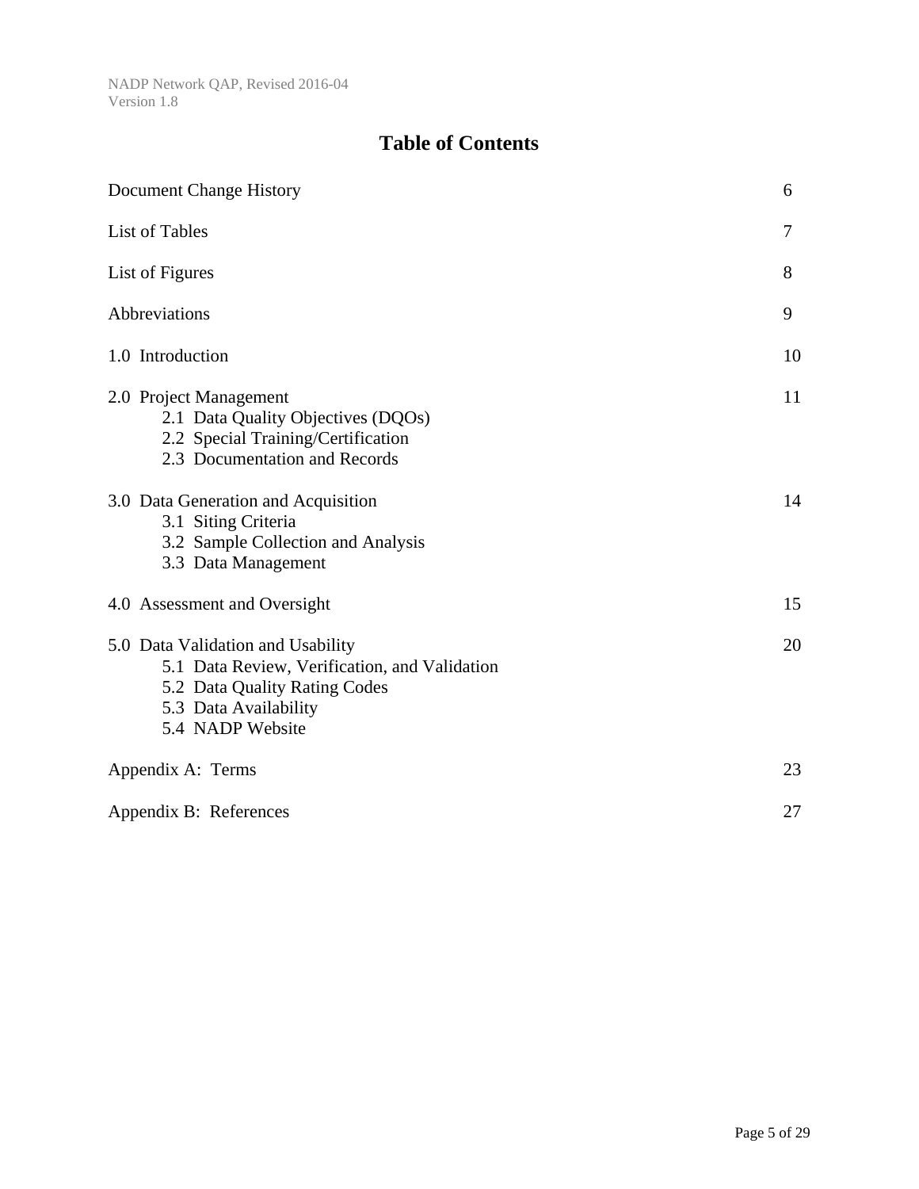# Table of Contents

| | |
|---|---|
| Document Change History | 6 |
| List of Tables | 7 |
| List of Figures | 8 |
| Abbreviations | 9 |
| 1.0 Introduction | 10 |
| 2.0 Project Management | 11 |
| 2.1 Data Quality Objectives (DQOs) | |
| 2.2 Special Training/Certification | |
| 2.3 Documentation and Records | |
| 3.0 Data Generation and Acquisition | 14 |
| 3.1 Siting Criteria | |
| 3.2 Sample Collection and Analysis | |
| 3.3 Data Management | |
| 4.0 Assessment and Oversight | 15 |
| 5.0 Data Validation and Usability | 20 |
| 5.1 Data Review, Verification, and Validation | |
| 5.2 Data Quality Rating Codes | |
| 5.3 Data Availability | |
| 5.4 NADP Website | |
| Appendix A: Terms | 23 |
| Appendix B: References | 27 |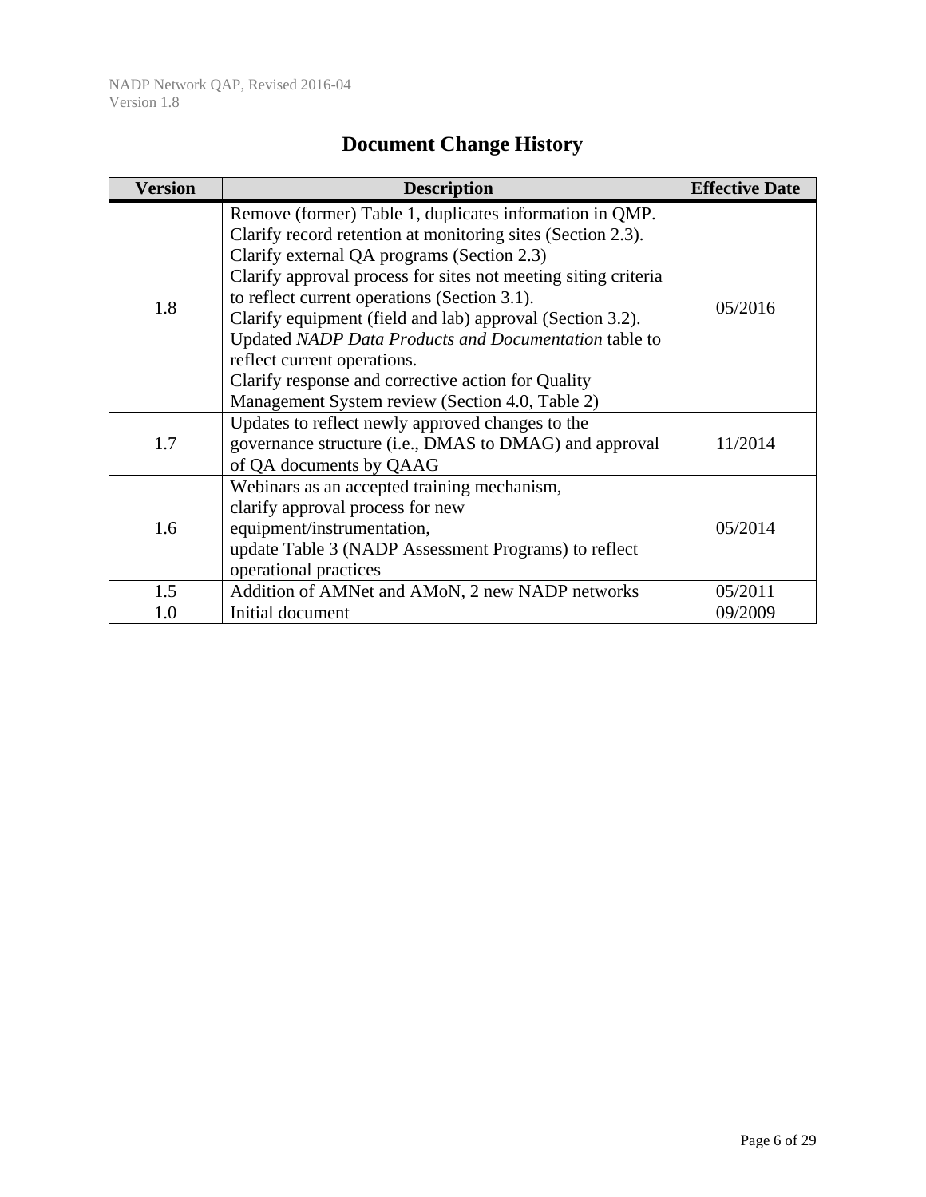# Document Change History

| Version | Description | Effective Date |
|---|---|---|
| 1.8 | Remove (former) Table 1, duplicates information in QMP. Clarify record retention at monitoring sites (Section 2.3). Clarify external QA programs (Section 2.3) Clarify approval process for sites not meeting siting criteria to reflect current operations (Section 3.1). Clarify equipment (field and lab) approval (Section 3.2). Updated *NADP Data Products and Documentation* table to reflect current operations. Clarify response and corrective action for Quality Management System review (Section 4.0, Table 2) | 05/2016 |
| 1.7 | Updates to reflect newly approved changes to the governance structure (i.e., DMAS to DMAG) and approval of QA documents by QAAG | 11/2014 |
| 1.6 | Webinars as an accepted training mechanism, clarify approval process for new equipment/instrumentation, update Table 3 (NADP Assessment Programs) to reflect operational practices | 05/2014 |
| 1.5 | Addition of AMNet and AMoN, 2 new NADP networks | 05/2011 |
| 1.0 | Initial document | 09/2009 |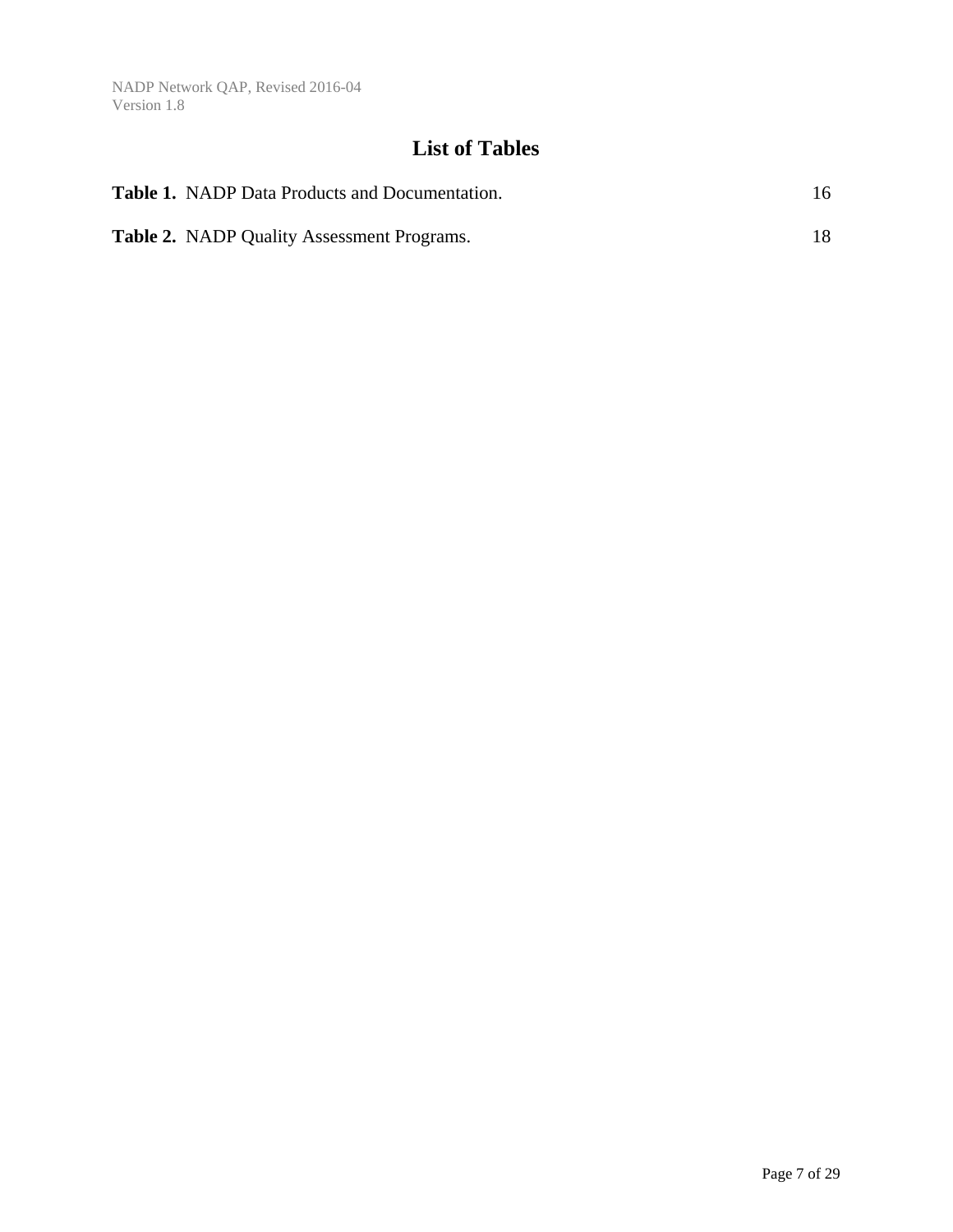# List of Tables

**Table 1.** NADP Data Products and Documentation. 16

**Table 2.** NADP Quality Assessment Programs. 18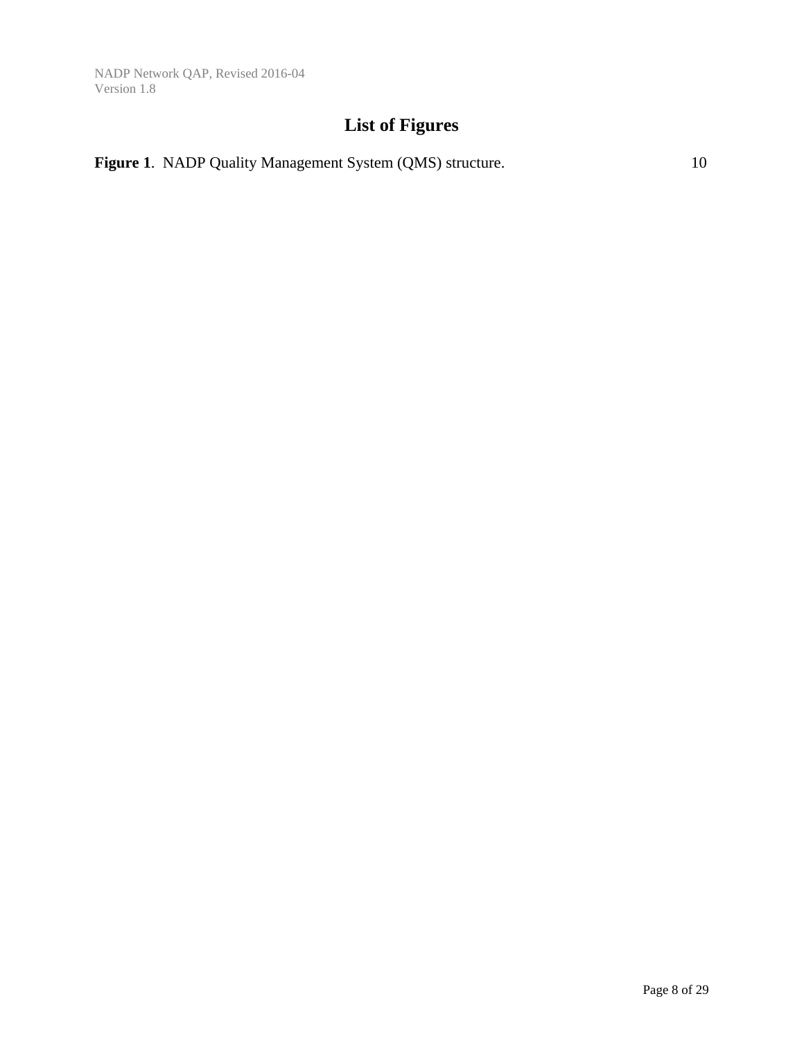# List of Figures

**Figure 1**. NADP Quality Management System (QMS) structure. 10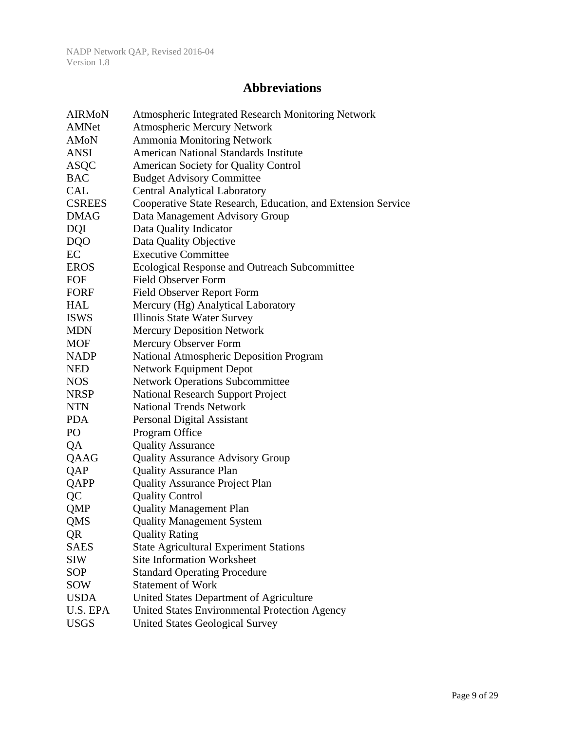# Abbreviations

| | |
|---|---|
| AIRMoN | Atmospheric Integrated Research Monitoring Network |
| AMNet | Atmospheric Mercury Network |
| AMoN | Ammonia Monitoring Network |
| ANSI | American National Standards Institute |
| ASQC | American Society for Quality Control |
| BAC | Budget Advisory Committee |
| CAL | Central Analytical Laboratory |
| CSREES | Cooperative State Research, Education, and Extension Service |
| DMAG | Data Management Advisory Group |
| DQI | Data Quality Indicator |
| DQO | Data Quality Objective |
| EC | Executive Committee |
| EROS | Ecological Response and Outreach Subcommittee |
| FOF | Field Observer Form |
| FORF | Field Observer Report Form |
| HAL | Mercury (Hg) Analytical Laboratory |
| ISWS | Illinois State Water Survey |
| MDN | Mercury Deposition Network |
| MOF | Mercury Observer Form |
| NADP | National Atmospheric Deposition Program |
| NED | Network Equipment Depot |
| NOS | Network Operations Subcommittee |
| NRSP | National Research Support Project |
| NTN | National Trends Network |
| PDA | Personal Digital Assistant |
| PO | Program Office |
| QA | Quality Assurance |
| QAAG | Quality Assurance Advisory Group |
| QAP | Quality Assurance Plan |
| QAPP | Quality Assurance Project Plan |
| QC | Quality Control |
| QMP | Quality Management Plan |
| QMS | Quality Management System |
| QR | Quality Rating |
| SAES | State Agricultural Experiment Stations |
| SIW | Site Information Worksheet |
| SOP | Standard Operating Procedure |
| SOW | Statement of Work |
| USDA | United States Department of Agriculture |
| U.S. EPA | United States Environmental Protection Agency |
| USGS | United States Geological Survey |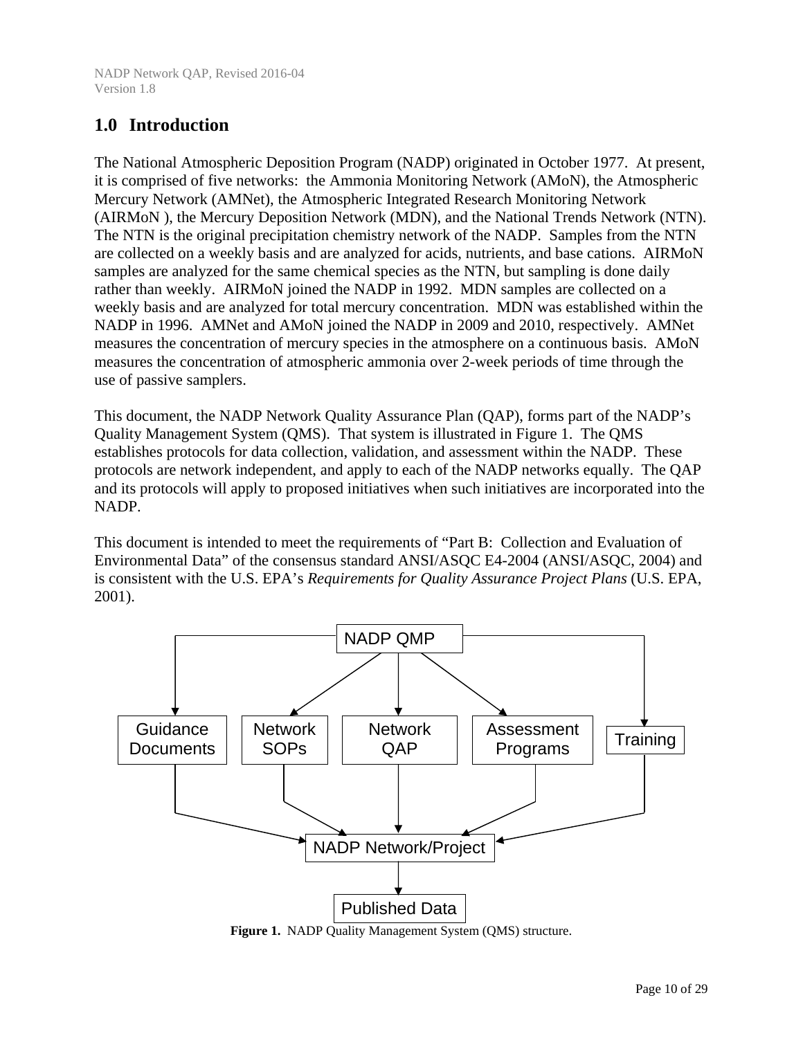## 1.0 Introduction

The National Atmospheric Deposition Program (NADP) originated in October 1977. At present, it is comprised of five networks: the Ammonia Monitoring Network (AMoN), the Atmospheric Mercury Network (AMNet), the Atmospheric Integrated Research Monitoring Network (AIRMoN ), the Mercury Deposition Network (MDN), and the National Trends Network (NTN). The NTN is the original precipitation chemistry network of the NADP. Samples from the NTN are collected on a weekly basis and are analyzed for acids, nutrients, and base cations. AIRMoN samples are analyzed for the same chemical species as the NTN, but sampling is done daily rather than weekly. AIRMoN joined the NADP in 1992. MDN samples are collected on a weekly basis and are analyzed for total mercury concentration. MDN was established within the NADP in 1996. AMNet and AMoN joined the NADP in 2009 and 2010, respectively. AMNet measures the concentration of mercury species in the atmosphere on a continuous basis. AMoN measures the concentration of atmospheric ammonia over 2-week periods of time through the use of passive samplers.

This document, the NADP Network Quality Assurance Plan (QAP), forms part of the NADP's Quality Management System (QMS). That system is illustrated in Figure 1. The QMS establishes protocols for data collection, validation, and assessment within the NADP. These protocols are network independent, and apply to each of the NADP networks equally. The QAP and its protocols will apply to proposed initiatives when such initiatives are incorporated into the NADP.

This document is intended to meet the requirements of "Part B: Collection and Evaluation of Environmental Data" of the consensus standard ANSI/ASQC E4-2004 (ANSI/ASQC, 2004) and is consistent with the U.S. EPA's *Requirements for Quality Assurance Project Plans* (U.S. EPA, 2001).

NADP QMP

Guidance Documents | Network SOPs | Network QAP | Assessment Programs | Training

NADP Network/Project

Published Data

**Figure 1.** NADP Quality Management System (QMS) structure.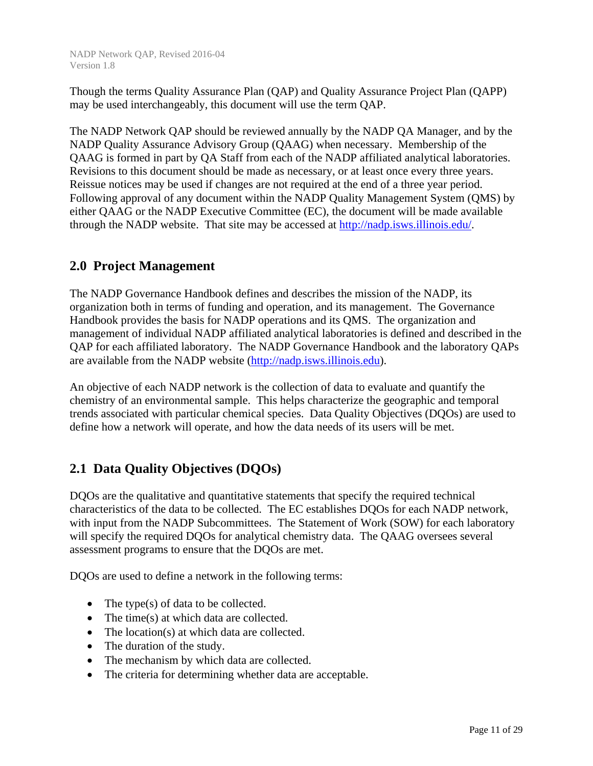Though the terms Quality Assurance Plan (QAP) and Quality Assurance Project Plan (QAPP) may be used interchangeably, this document will use the term QAP.

The NADP Network QAP should be reviewed annually by the NADP QA Manager, and by the NADP Quality Assurance Advisory Group (QAAG) when necessary. Membership of the QAAG is formed in part by QA Staff from each of the NADP affiliated analytical laboratories. Revisions to this document should be made as necessary, or at least once every three years. Reissue notices may be used if changes are not required at the end of a three year period. Following approval of any document within the NADP Quality Management System (QMS) by either QAAG or the NADP Executive Committee (EC), the document will be made available through the NADP website. That site may be accessed at http://nadp.isws.illinois.edu/.

## 2.0 Project Management

The NADP Governance Handbook defines and describes the mission of the NADP, its organization both in terms of funding and operation, and its management. The Governance Handbook provides the basis for NADP operations and its QMS. The organization and management of individual NADP affiliated analytical laboratories is defined and described in the QAP for each affiliated laboratory. The NADP Governance Handbook and the laboratory QAPs are available from the NADP website (http://nadp.isws.illinois.edu).

An objective of each NADP network is the collection of data to evaluate and quantify the chemistry of an environmental sample. This helps characterize the geographic and temporal trends associated with particular chemical species. Data Quality Objectives (DQOs) are used to define how a network will operate, and how the data needs of its users will be met.

## 2.1 Data Quality Objectives (DQOs)

DQOs are the qualitative and quantitative statements that specify the required technical characteristics of the data to be collected. The EC establishes DQOs for each NADP network, with input from the NADP Subcommittees. The Statement of Work (SOW) for each laboratory will specify the required DQOs for analytical chemistry data. The QAAG oversees several assessment programs to ensure that the DQOs are met.

DQOs are used to define a network in the following terms:

- The type(s) of data to be collected.
- The time(s) at which data are collected.
- The location(s) at which data are collected.
- The duration of the study.
- The mechanism by which data are collected.
- The criteria for determining whether data are acceptable.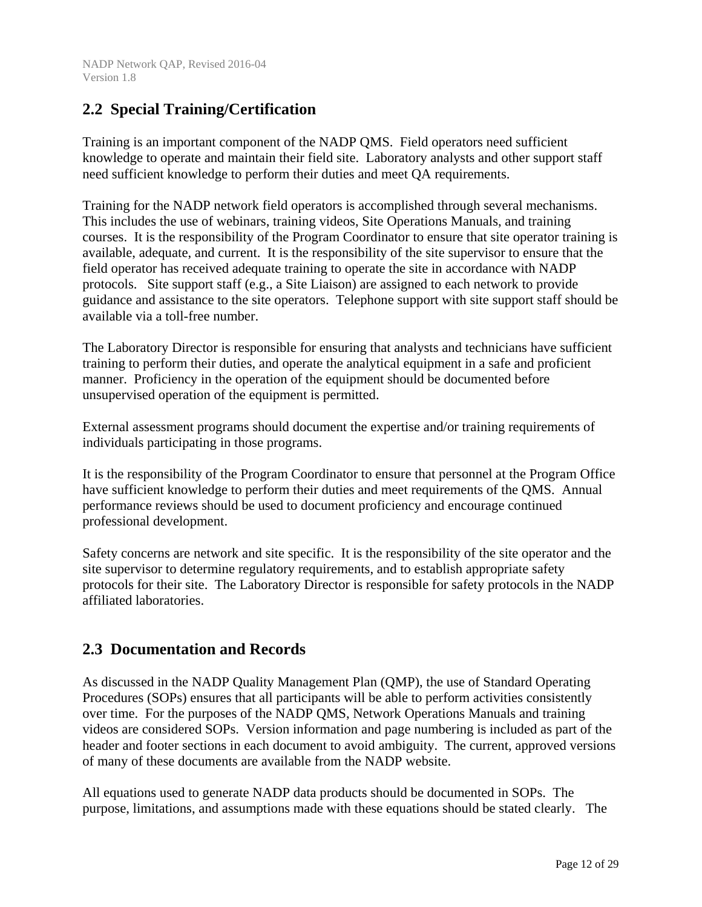## 2.2 Special Training/Certification

Training is an important component of the NADP QMS. Field operators need sufficient knowledge to operate and maintain their field site. Laboratory analysts and other support staff need sufficient knowledge to perform their duties and meet QA requirements.

Training for the NADP network field operators is accomplished through several mechanisms. This includes the use of webinars, training videos, Site Operations Manuals, and training courses. It is the responsibility of the Program Coordinator to ensure that site operator training is available, adequate, and current. It is the responsibility of the site supervisor to ensure that the field operator has received adequate training to operate the site in accordance with NADP protocols. Site support staff (e.g., a Site Liaison) are assigned to each network to provide guidance and assistance to the site operators. Telephone support with site support staff should be available via a toll-free number.

The Laboratory Director is responsible for ensuring that analysts and technicians have sufficient training to perform their duties, and operate the analytical equipment in a safe and proficient manner. Proficiency in the operation of the equipment should be documented before unsupervised operation of the equipment is permitted.

External assessment programs should document the expertise and/or training requirements of individuals participating in those programs.

It is the responsibility of the Program Coordinator to ensure that personnel at the Program Office have sufficient knowledge to perform their duties and meet requirements of the QMS. Annual performance reviews should be used to document proficiency and encourage continued professional development.

Safety concerns are network and site specific. It is the responsibility of the site operator and the site supervisor to determine regulatory requirements, and to establish appropriate safety protocols for their site. The Laboratory Director is responsible for safety protocols in the NADP affiliated laboratories.

## 2.3 Documentation and Records

As discussed in the NADP Quality Management Plan (QMP), the use of Standard Operating Procedures (SOPs) ensures that all participants will be able to perform activities consistently over time. For the purposes of the NADP QMS, Network Operations Manuals and training videos are considered SOPs. Version information and page numbering is included as part of the header and footer sections in each document to avoid ambiguity. The current, approved versions of many of these documents are available from the NADP website.

All equations used to generate NADP data products should be documented in SOPs. The purpose, limitations, and assumptions made with these equations should be stated clearly. The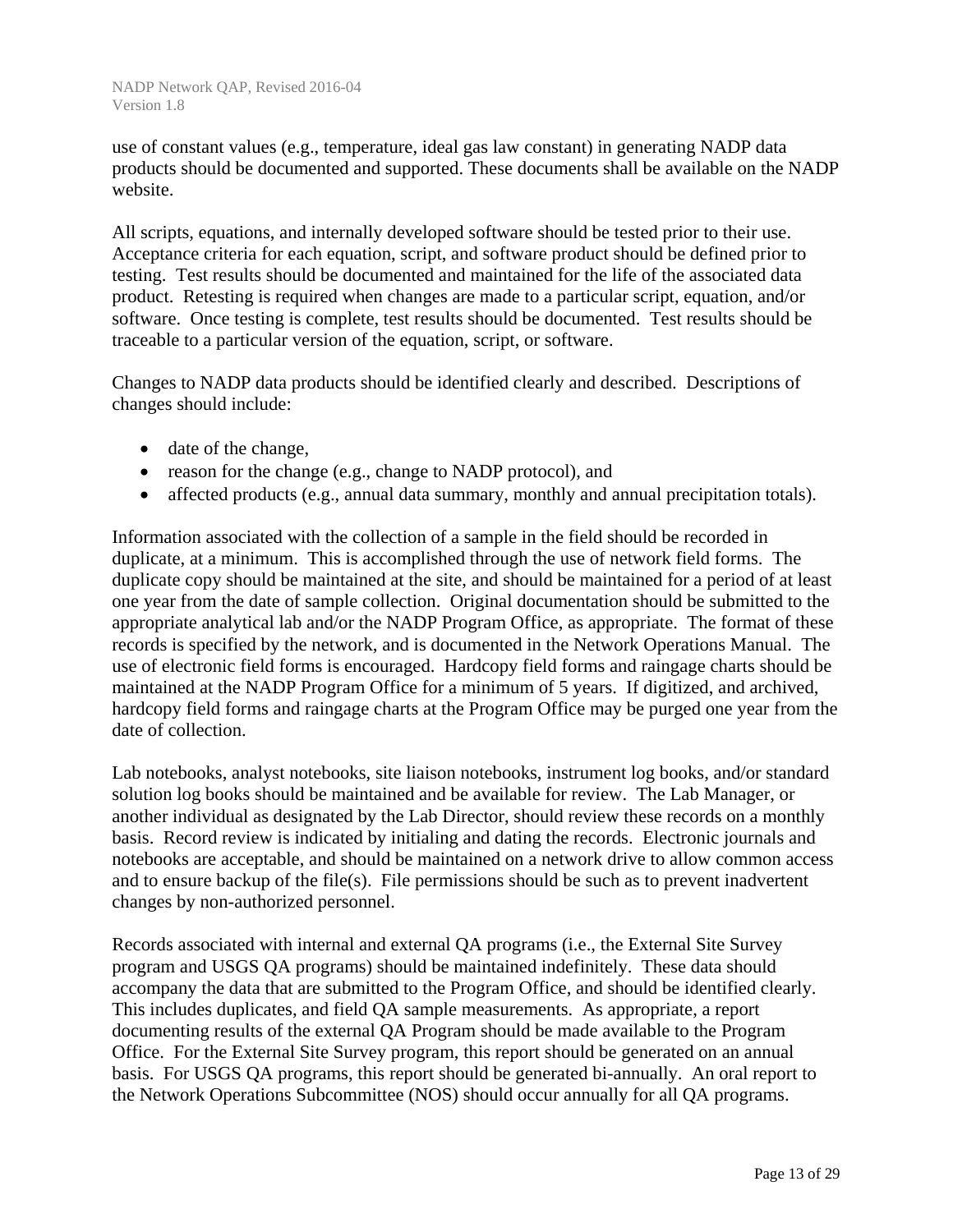use of constant values (e.g., temperature, ideal gas law constant) in generating NADP data products should be documented and supported. These documents shall be available on the NADP website.

All scripts, equations, and internally developed software should be tested prior to their use. Acceptance criteria for each equation, script, and software product should be defined prior to testing. Test results should be documented and maintained for the life of the associated data product. Retesting is required when changes are made to a particular script, equation, and/or software. Once testing is complete, test results should be documented. Test results should be traceable to a particular version of the equation, script, or software.

Changes to NADP data products should be identified clearly and described. Descriptions of changes should include:

- date of the change,
- reason for the change (e.g., change to NADP protocol), and
- affected products (e.g., annual data summary, monthly and annual precipitation totals).

Information associated with the collection of a sample in the field should be recorded in duplicate, at a minimum. This is accomplished through the use of network field forms. The duplicate copy should be maintained at the site, and should be maintained for a period of at least one year from the date of sample collection. Original documentation should be submitted to the appropriate analytical lab and/or the NADP Program Office, as appropriate. The format of these records is specified by the network, and is documented in the Network Operations Manual. The use of electronic field forms is encouraged. Hardcopy field forms and raingage charts should be maintained at the NADP Program Office for a minimum of 5 years. If digitized, and archived, hardcopy field forms and raingage charts at the Program Office may be purged one year from the date of collection.

Lab notebooks, analyst notebooks, site liaison notebooks, instrument log books, and/or standard solution log books should be maintained and be available for review. The Lab Manager, or another individual as designated by the Lab Director, should review these records on a monthly basis. Record review is indicated by initialing and dating the records. Electronic journals and notebooks are acceptable, and should be maintained on a network drive to allow common access and to ensure backup of the file(s). File permissions should be such as to prevent inadvertent changes by non-authorized personnel.

Records associated with internal and external QA programs (i.e., the External Site Survey program and USGS QA programs) should be maintained indefinitely. These data should accompany the data that are submitted to the Program Office, and should be identified clearly. This includes duplicates, and field QA sample measurements. As appropriate, a report documenting results of the external QA Program should be made available to the Program Office. For the External Site Survey program, this report should be generated on an annual basis. For USGS QA programs, this report should be generated bi-annually. An oral report to the Network Operations Subcommittee (NOS) should occur annually for all QA programs.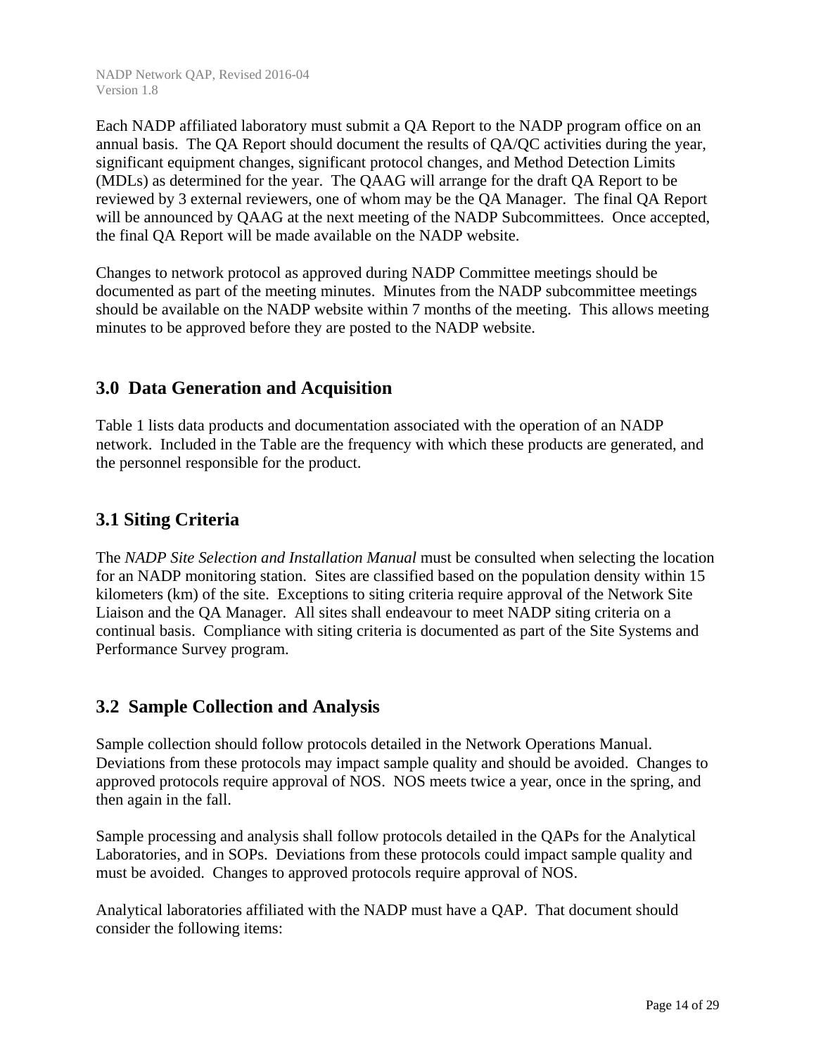Each NADP affiliated laboratory must submit a QA Report to the NADP program office on an annual basis. The QA Report should document the results of QA/QC activities during the year, significant equipment changes, significant protocol changes, and Method Detection Limits (MDLs) as determined for the year. The QAAG will arrange for the draft QA Report to be reviewed by 3 external reviewers, one of whom may be the QA Manager. The final QA Report will be announced by QAAG at the next meeting of the NADP Subcommittees. Once accepted, the final QA Report will be made available on the NADP website.

Changes to network protocol as approved during NADP Committee meetings should be documented as part of the meeting minutes. Minutes from the NADP subcommittee meetings should be available on the NADP website within 7 months of the meeting. This allows meeting minutes to be approved before they are posted to the NADP website.

## 3.0 Data Generation and Acquisition

Table 1 lists data products and documentation associated with the operation of an NADP network. Included in the Table are the frequency with which these products are generated, and the personnel responsible for the product.

## 3.1 Siting Criteria

The *NADP Site Selection and Installation Manual* must be consulted when selecting the location for an NADP monitoring station. Sites are classified based on the population density within 15 kilometers (km) of the site. Exceptions to siting criteria require approval of the Network Site Liaison and the QA Manager. All sites shall endeavour to meet NADP siting criteria on a continual basis. Compliance with siting criteria is documented as part of the Site Systems and Performance Survey program.

## 3.2 Sample Collection and Analysis

Sample collection should follow protocols detailed in the Network Operations Manual. Deviations from these protocols may impact sample quality and should be avoided. Changes to approved protocols require approval of NOS. NOS meets twice a year, once in the spring, and then again in the fall.

Sample processing and analysis shall follow protocols detailed in the QAPs for the Analytical Laboratories, and in SOPs. Deviations from these protocols could impact sample quality and must be avoided. Changes to approved protocols require approval of NOS.

Analytical laboratories affiliated with the NADP must have a QAP. That document should consider the following items: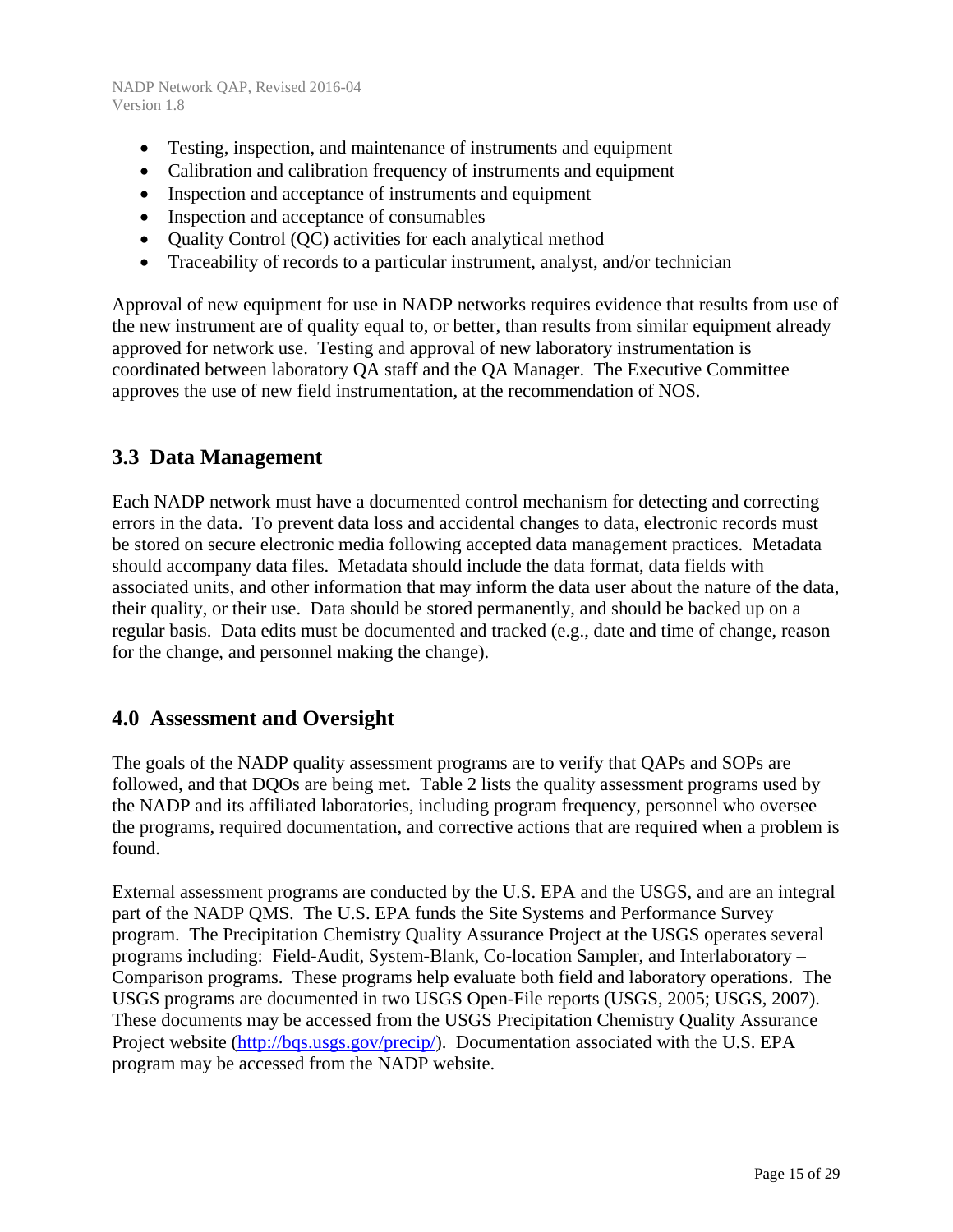- Testing, inspection, and maintenance of instruments and equipment
- Calibration and calibration frequency of instruments and equipment
- Inspection and acceptance of instruments and equipment
- Inspection and acceptance of consumables
- Quality Control (QC) activities for each analytical method
- Traceability of records to a particular instrument, analyst, and/or technician

Approval of new equipment for use in NADP networks requires evidence that results from use of the new instrument are of quality equal to, or better, than results from similar equipment already approved for network use. Testing and approval of new laboratory instrumentation is coordinated between laboratory QA staff and the QA Manager. The Executive Committee approves the use of new field instrumentation, at the recommendation of NOS.

## 3.3 Data Management

Each NADP network must have a documented control mechanism for detecting and correcting errors in the data. To prevent data loss and accidental changes to data, electronic records must be stored on secure electronic media following accepted data management practices. Metadata should accompany data files. Metadata should include the data format, data fields with associated units, and other information that may inform the data user about the nature of the data, their quality, or their use. Data should be stored permanently, and should be backed up on a regular basis. Data edits must be documented and tracked (e.g., date and time of change, reason for the change, and personnel making the change).

# 4.0 Assessment and Oversight

The goals of the NADP quality assessment programs are to verify that QAPs and SOPs are followed, and that DQOs are being met. Table 2 lists the quality assessment programs used by the NADP and its affiliated laboratories, including program frequency, personnel who oversee the programs, required documentation, and corrective actions that are required when a problem is found.

External assessment programs are conducted by the U.S. EPA and the USGS, and are an integral part of the NADP QMS. The U.S. EPA funds the Site Systems and Performance Survey program. The Precipitation Chemistry Quality Assurance Project at the USGS operates several programs including: Field-Audit, System-Blank, Co-location Sampler, and Interlaboratory – Comparison programs. These programs help evaluate both field and laboratory operations. The USGS programs are documented in two USGS Open-File reports (USGS, 2005; USGS, 2007). These documents may be accessed from the USGS Precipitation Chemistry Quality Assurance Project website (http://bqs.usgs.gov/precip/). Documentation associated with the U.S. EPA program may be accessed from the NADP website.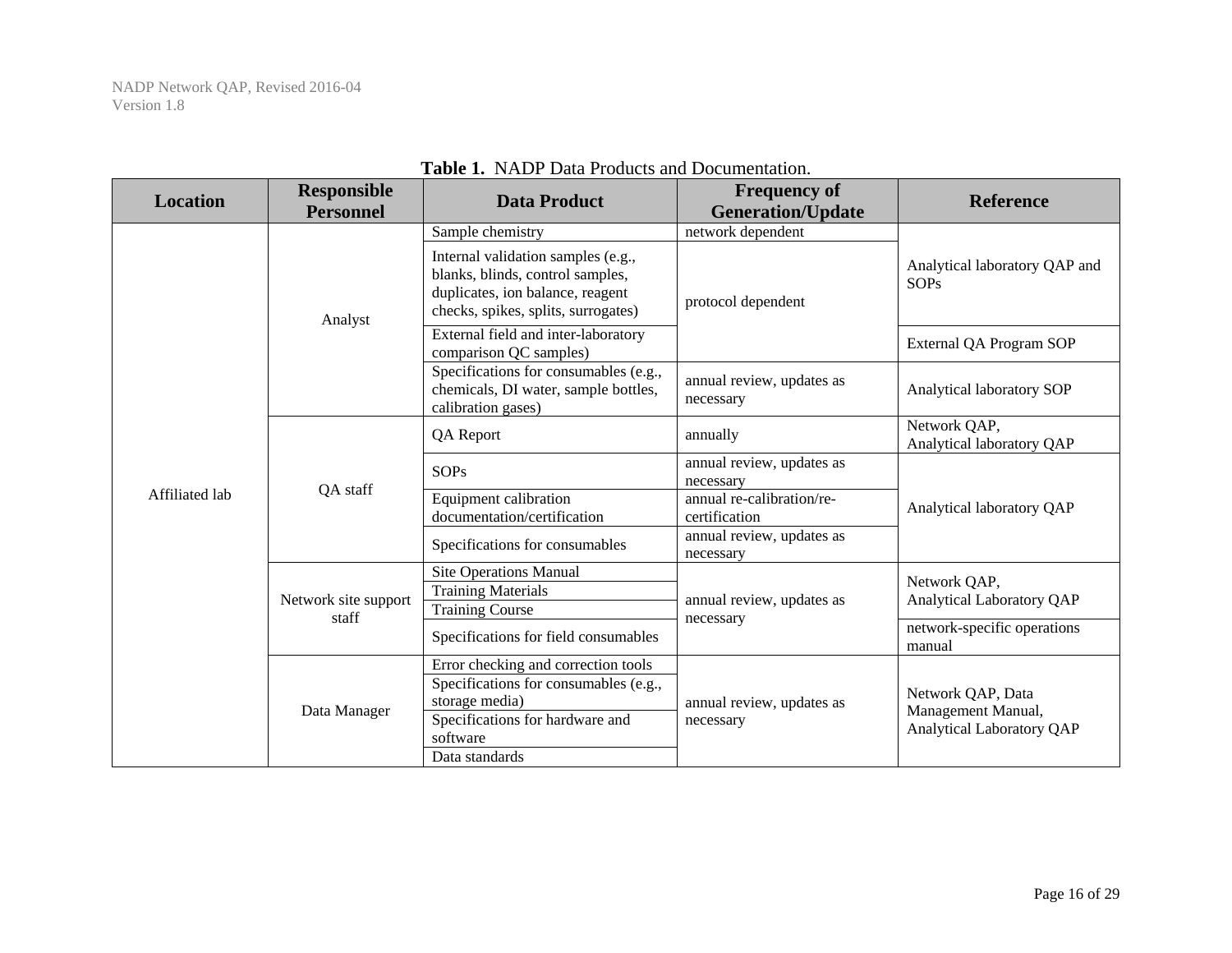**Table 1.** NADP Data Products and Documentation.

| Location | Responsible Personnel | Data Product | Frequency of Generation/Update | Reference |
|---|---|---|---|---|
| Affiliated lab | Analyst | Sample chemistry | network dependent | Analytical laboratory QAP and SOPs |
| | | Internal validation samples (e.g., blanks, blinds, control samples, duplicates, ion balance, reagent checks, spikes, splits, surrogates) | protocol dependent | |
| | | External field and inter-laboratory comparison QC samples) | | External QA Program SOP |
| | | Specifications for consumables (e.g., chemicals, DI water, sample bottles, calibration gases) | annual review, updates as necessary | Analytical laboratory SOP |
| | QA staff | QA Report | annually | Network QAP, Analytical laboratory QAP |
| | | SOPs | annual review, updates as necessary | Analytical laboratory QAP |
| | | Equipment calibration documentation/certification | annual re-calibration/re-certification | |
| | | Specifications for consumables | annual review, updates as necessary | |
| | Network site support staff | Site Operations Manual | annual review, updates as necessary | Network QAP, Analytical Laboratory QAP |
| | | Training Materials | | |
| | | Training Course | | |
| | | Specifications for field consumables | | network-specific operations manual |
| | Data Manager | Error checking and correction tools | annual review, updates as necessary | Network QAP, Data Management Manual, Analytical Laboratory QAP |
| | | Specifications for consumables (e.g., storage media) | | |
| | | Specifications for hardware and software | | |
| | | Data standards | | |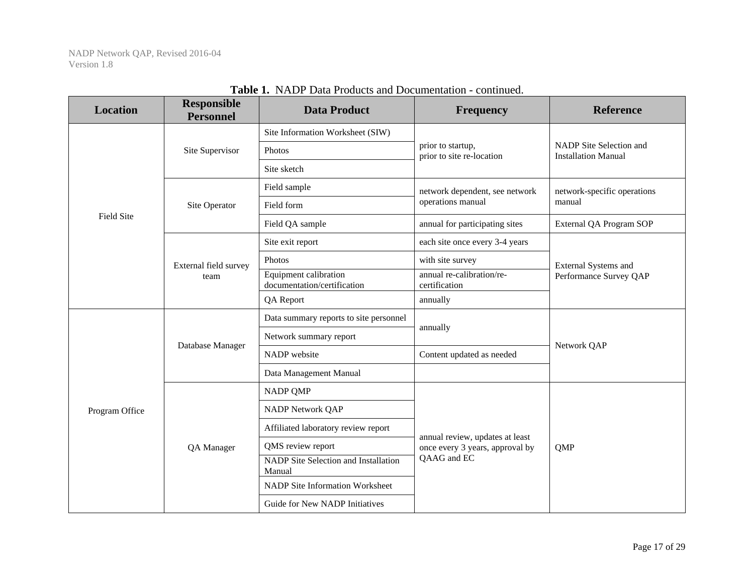**Table 1.** NADP Data Products and Documentation - continued.

| Location | Responsible Personnel | Data Product | Frequency | Reference |
|---|---|---|---|---|
| Field Site | Site Supervisor | Site Information Worksheet (SIW) | prior to startup, prior to site re-location | NADP Site Selection and Installation Manual |
| | | Photos | | |
| | | Site sketch | | |
| | Site Operator | Field sample | network dependent, see network operations manual | network-specific operations manual |
| | | Field form | | |
| | | Field QA sample | annual for participating sites | External QA Program SOP |
| | External field survey team | Site exit report | each site once every 3-4 years | External Systems and Performance Survey QAP |
| | | Photos | with site survey | |
| | | Equipment calibration documentation/certification | annual re-calibration/re-certification | |
| | | QA Report | annually | |
| Program Office | Database Manager | Data summary reports to site personnel | annually | Network QAP |
| | | Network summary report | | |
| | | NADP website | Content updated as needed | |
| | | Data Management Manual | | |
| | QA Manager | NADP QMP | annual review, updates at least once every 3 years, approval by QAAG and EC | QMP |
| | | NADP Network QAP | | |
| | | Affiliated laboratory review report | | |
| | | QMS review report | | |
| | | NADP Site Selection and Installation Manual | | |
| | | NADP Site Information Worksheet | | |
| | | Guide for New NADP Initiatives | | |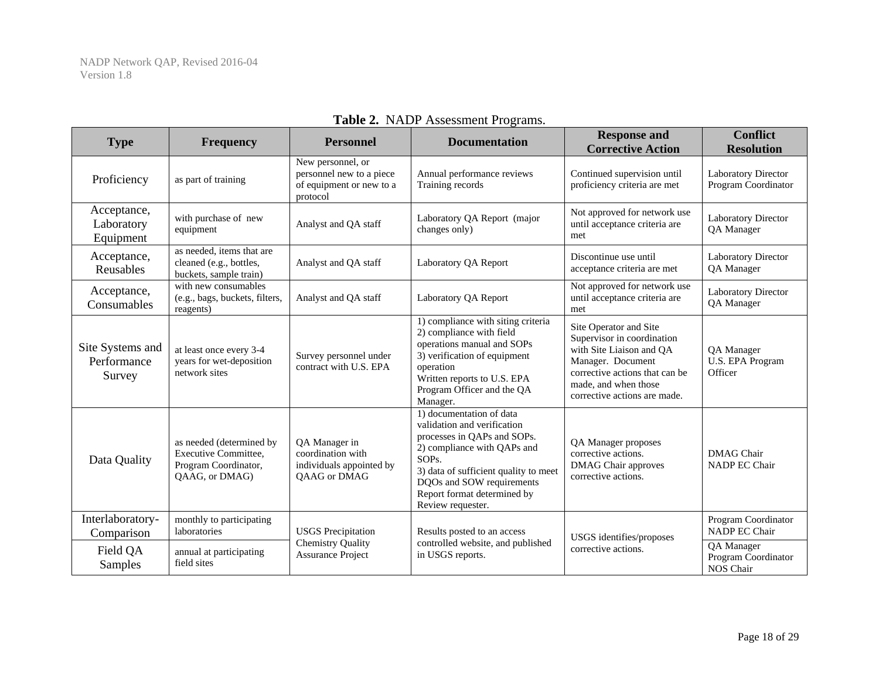**Table 2.** NADP Assessment Programs.

| Type | Frequency | Personnel | Documentation | Response and Corrective Action | Conflict Resolution |
|---|---|---|---|---|---|
| Proficiency | as part of training | New personnel, or personnel new to a piece of equipment or new to a protocol | Annual performance reviews<br>Training records | Continued supervision until proficiency criteria are met | Laboratory Director<br>Program Coordinator |
| Acceptance, Laboratory Equipment | with purchase of new equipment | Analyst and QA staff | Laboratory QA Report (major changes only) | Not approved for network use until acceptance criteria are met | Laboratory Director<br>QA Manager |
| Acceptance, Reusables | as needed, items that are cleaned (e.g., bottles, buckets, sample train) | Analyst and QA staff | Laboratory QA Report | Discontinue use until acceptance criteria are met | Laboratory Director<br>QA Manager |
| Acceptance, Consumables | with new consumables (e.g., bags, buckets, filters, reagents) | Analyst and QA staff | Laboratory QA Report | Not approved for network use until acceptance criteria are met | Laboratory Director<br>QA Manager |
| Site Systems and Performance Survey | at least once every 3-4 years for wet-deposition network sites | Survey personnel under contract with U.S. EPA | 1) compliance with siting criteria<br>2) compliance with field operations manual and SOPs<br>3) verification of equipment operation<br>Written reports to U.S. EPA Program Officer and the QA Manager. | Site Operator and Site Supervisor in coordination with Site Liaison and QA Manager. Document corrective actions that can be made, and when those corrective actions are made. | QA Manager<br>U.S. EPA Program Officer |
| Data Quality | as needed (determined by Executive Committee, Program Coordinator, QAAG, or DMAG) | QA Manager in coordination with individuals appointed by QAAG or DMAG | 1) documentation of data validation and verification processes in QAPs and SOPs.<br>2) compliance with QAPs and SOPs.<br>3) data of sufficient quality to meet DQOs and SOW requirements<br>Report format determined by Review requester. | QA Manager proposes corrective actions.<br>DMAG Chair approves corrective actions. | DMAG Chair<br>NADP EC Chair |
| Interlaboratory-Comparison | monthly to participating laboratories | USGS Precipitation Chemistry Quality Assurance Project | Results posted to an access controlled website, and published in USGS reports. | USGS identifies/proposes corrective actions. | Program Coordinator<br>NADP EC Chair |
| Field QA Samples | annual at participating field sites | | | | QA Manager<br>Program Coordinator<br>NOS Chair |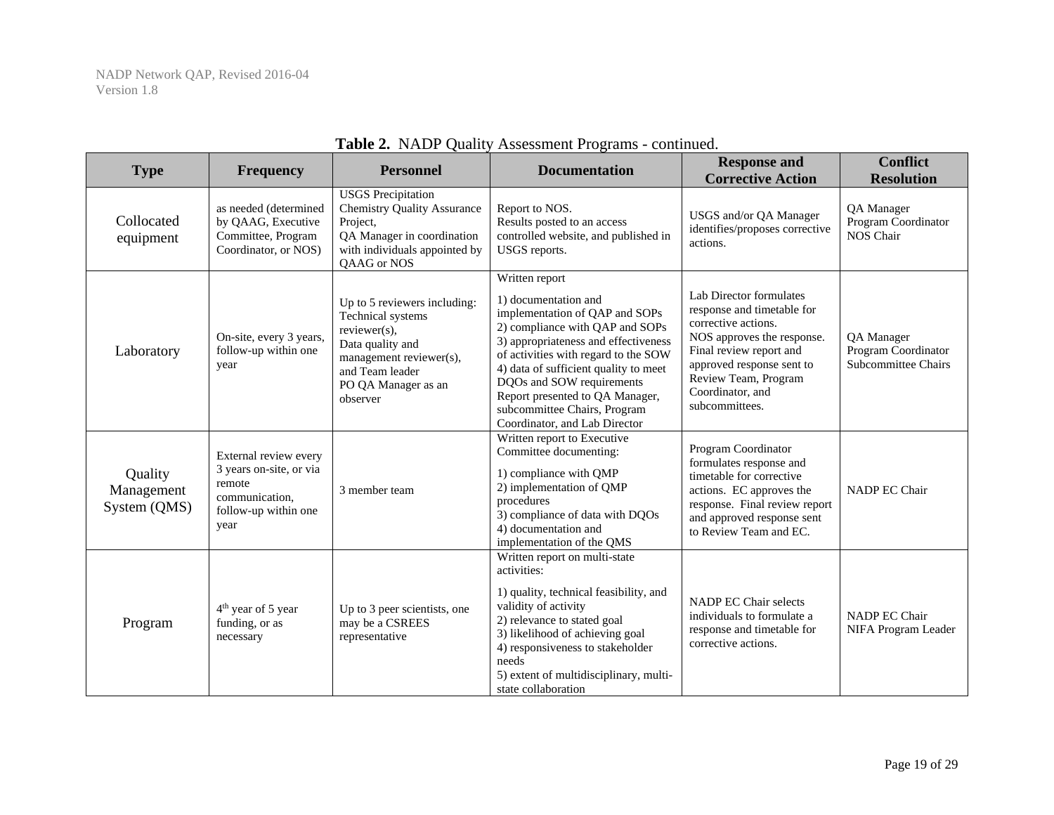**Table 2.** NADP Quality Assessment Programs - continued.

| Type | Frequency | Personnel | Documentation | Response and Corrective Action | Conflict Resolution |
|---|---|---|---|---|---|
| Collocated equipment | as needed (determined by QAAG, Executive Committee, Program Coordinator, or NOS) | USGS Precipitation Chemistry Quality Assurance Project,<br>QA Manager in coordination with individuals appointed by QAAG or NOS | Report to NOS.<br>Results posted to an access controlled website, and published in USGS reports. | USGS and/or QA Manager identifies/proposes corrective actions. | QA Manager<br>Program Coordinator<br>NOS Chair |
| Laboratory | On-site, every 3 years, follow-up within one year | Up to 5 reviewers including:<br>Technical systems reviewer(s),<br>Data quality and management reviewer(s), and Team leader<br>PO QA Manager as an observer | Written report<br>1) documentation and implementation of QAP and SOPs<br>2) compliance with QAP and SOPs<br>3) appropriateness and effectiveness of activities with regard to the SOW<br>4) data of sufficient quality to meet DQOs and SOW requirements<br>Report presented to QA Manager, subcommittee Chairs, Program Coordinator, and Lab Director | Lab Director formulates response and timetable for corrective actions.<br>NOS approves the response.<br>Final review report and approved response sent to Review Team, Program Coordinator, and subcommittees. | QA Manager<br>Program Coordinator<br>Subcommittee Chairs |
| Quality Management System (QMS) | External review every 3 years on-site, or via remote communication, follow-up within one year | 3 member team | Written report to Executive Committee documenting:<br>1) compliance with QMP<br>2) implementation of QMP procedures<br>3) compliance of data with DQOs<br>4) documentation and implementation of the QMS | Program Coordinator formulates response and timetable for corrective actions. EC approves the response. Final review report and approved response sent to Review Team and EC. | NADP EC Chair |
| Program | 4th year of 5 year funding, or as necessary | Up to 3 peer scientists, one may be a CSREES representative | Written report on multi-state activities:<br>1) quality, technical feasibility, and validity of activity<br>2) relevance to stated goal<br>3) likelihood of achieving goal<br>4) responsiveness to stakeholder needs<br>5) extent of multidisciplinary, multi-state collaboration | NADP EC Chair selects individuals to formulate a response and timetable for corrective actions. | NADP EC Chair<br>NIFA Program Leader |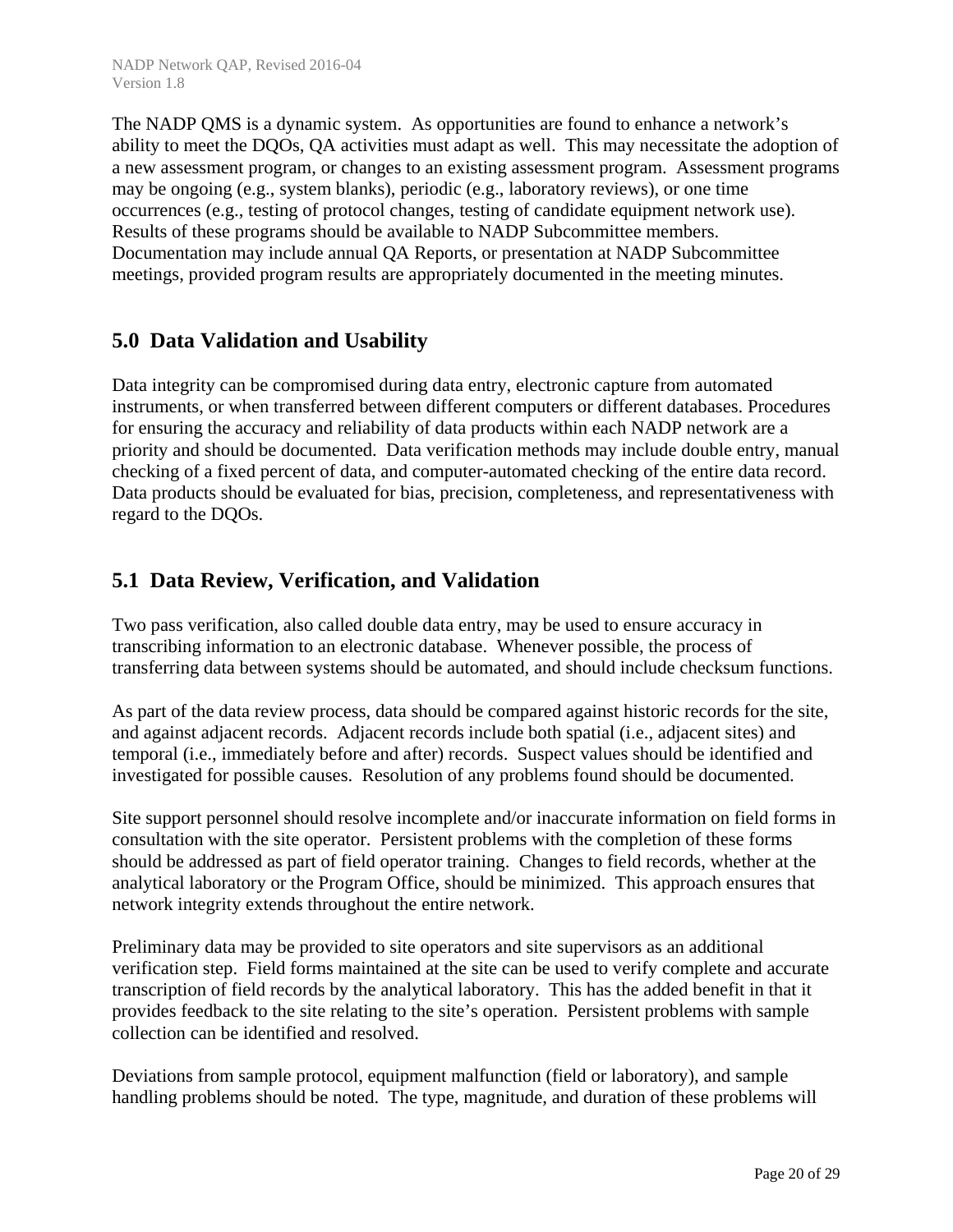The NADP QMS is a dynamic system. As opportunities are found to enhance a network's ability to meet the DQOs, QA activities must adapt as well. This may necessitate the adoption of a new assessment program, or changes to an existing assessment program. Assessment programs may be ongoing (e.g., system blanks), periodic (e.g., laboratory reviews), or one time occurrences (e.g., testing of protocol changes, testing of candidate equipment network use). Results of these programs should be available to NADP Subcommittee members. Documentation may include annual QA Reports, or presentation at NADP Subcommittee meetings, provided program results are appropriately documented in the meeting minutes.

## 5.0 Data Validation and Usability

Data integrity can be compromised during data entry, electronic capture from automated instruments, or when transferred between different computers or different databases. Procedures for ensuring the accuracy and reliability of data products within each NADP network are a priority and should be documented. Data verification methods may include double entry, manual checking of a fixed percent of data, and computer-automated checking of the entire data record. Data products should be evaluated for bias, precision, completeness, and representativeness with regard to the DQOs.

## 5.1 Data Review, Verification, and Validation

Two pass verification, also called double data entry, may be used to ensure accuracy in transcribing information to an electronic database. Whenever possible, the process of transferring data between systems should be automated, and should include checksum functions.

As part of the data review process, data should be compared against historic records for the site, and against adjacent records. Adjacent records include both spatial (i.e., adjacent sites) and temporal (i.e., immediately before and after) records. Suspect values should be identified and investigated for possible causes. Resolution of any problems found should be documented.

Site support personnel should resolve incomplete and/or inaccurate information on field forms in consultation with the site operator. Persistent problems with the completion of these forms should be addressed as part of field operator training. Changes to field records, whether at the analytical laboratory or the Program Office, should be minimized. This approach ensures that network integrity extends throughout the entire network.

Preliminary data may be provided to site operators and site supervisors as an additional verification step. Field forms maintained at the site can be used to verify complete and accurate transcription of field records by the analytical laboratory. This has the added benefit in that it provides feedback to the site relating to the site's operation. Persistent problems with sample collection can be identified and resolved.

Deviations from sample protocol, equipment malfunction (field or laboratory), and sample handling problems should be noted. The type, magnitude, and duration of these problems will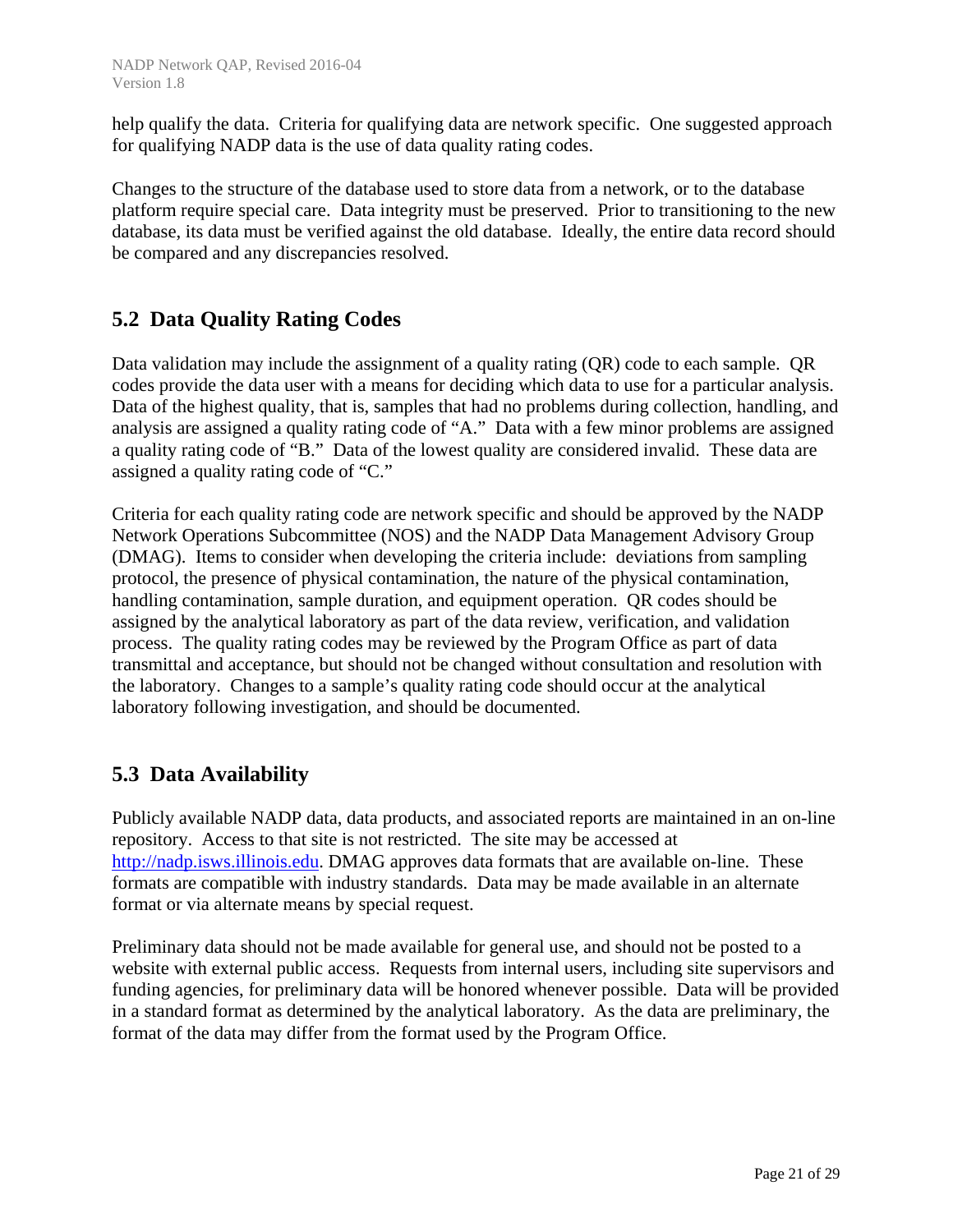help qualify the data. Criteria for qualifying data are network specific. One suggested approach for qualifying NADP data is the use of data quality rating codes.

Changes to the structure of the database used to store data from a network, or to the database platform require special care. Data integrity must be preserved. Prior to transitioning to the new database, its data must be verified against the old database. Ideally, the entire data record should be compared and any discrepancies resolved.

## 5.2 Data Quality Rating Codes

Data validation may include the assignment of a quality rating (QR) code to each sample. QR codes provide the data user with a means for deciding which data to use for a particular analysis. Data of the highest quality, that is, samples that had no problems during collection, handling, and analysis are assigned a quality rating code of "A." Data with a few minor problems are assigned a quality rating code of "B." Data of the lowest quality are considered invalid. These data are assigned a quality rating code of "C."

Criteria for each quality rating code are network specific and should be approved by the NADP Network Operations Subcommittee (NOS) and the NADP Data Management Advisory Group (DMAG). Items to consider when developing the criteria include: deviations from sampling protocol, the presence of physical contamination, the nature of the physical contamination, handling contamination, sample duration, and equipment operation. QR codes should be assigned by the analytical laboratory as part of the data review, verification, and validation process. The quality rating codes may be reviewed by the Program Office as part of data transmittal and acceptance, but should not be changed without consultation and resolution with the laboratory. Changes to a sample's quality rating code should occur at the analytical laboratory following investigation, and should be documented.

## 5.3 Data Availability

Publicly available NADP data, data products, and associated reports are maintained in an on-line repository. Access to that site is not restricted. The site may be accessed at http://nadp.isws.illinois.edu. DMAG approves data formats that are available on-line. These formats are compatible with industry standards. Data may be made available in an alternate format or via alternate means by special request.

Preliminary data should not be made available for general use, and should not be posted to a website with external public access. Requests from internal users, including site supervisors and funding agencies, for preliminary data will be honored whenever possible. Data will be provided in a standard format as determined by the analytical laboratory. As the data are preliminary, the format of the data may differ from the format used by the Program Office.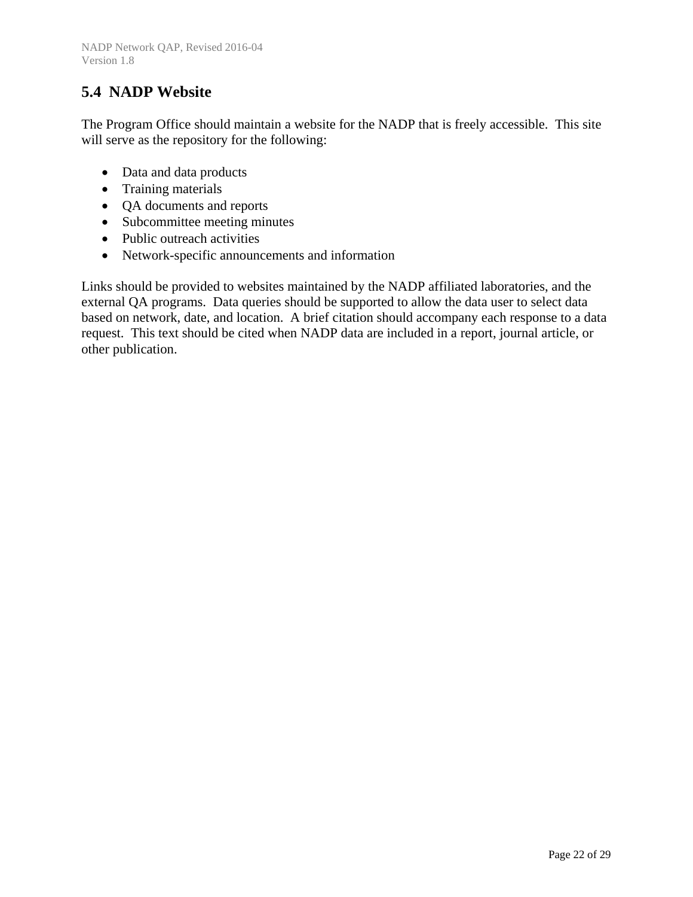## 5.4 NADP Website

The Program Office should maintain a website for the NADP that is freely accessible. This site will serve as the repository for the following:

- Data and data products
- Training materials
- QA documents and reports
- Subcommittee meeting minutes
- Public outreach activities
- Network-specific announcements and information

Links should be provided to websites maintained by the NADP affiliated laboratories, and the external QA programs. Data queries should be supported to allow the data user to select data based on network, date, and location. A brief citation should accompany each response to a data request. This text should be cited when NADP data are included in a report, journal article, or other publication.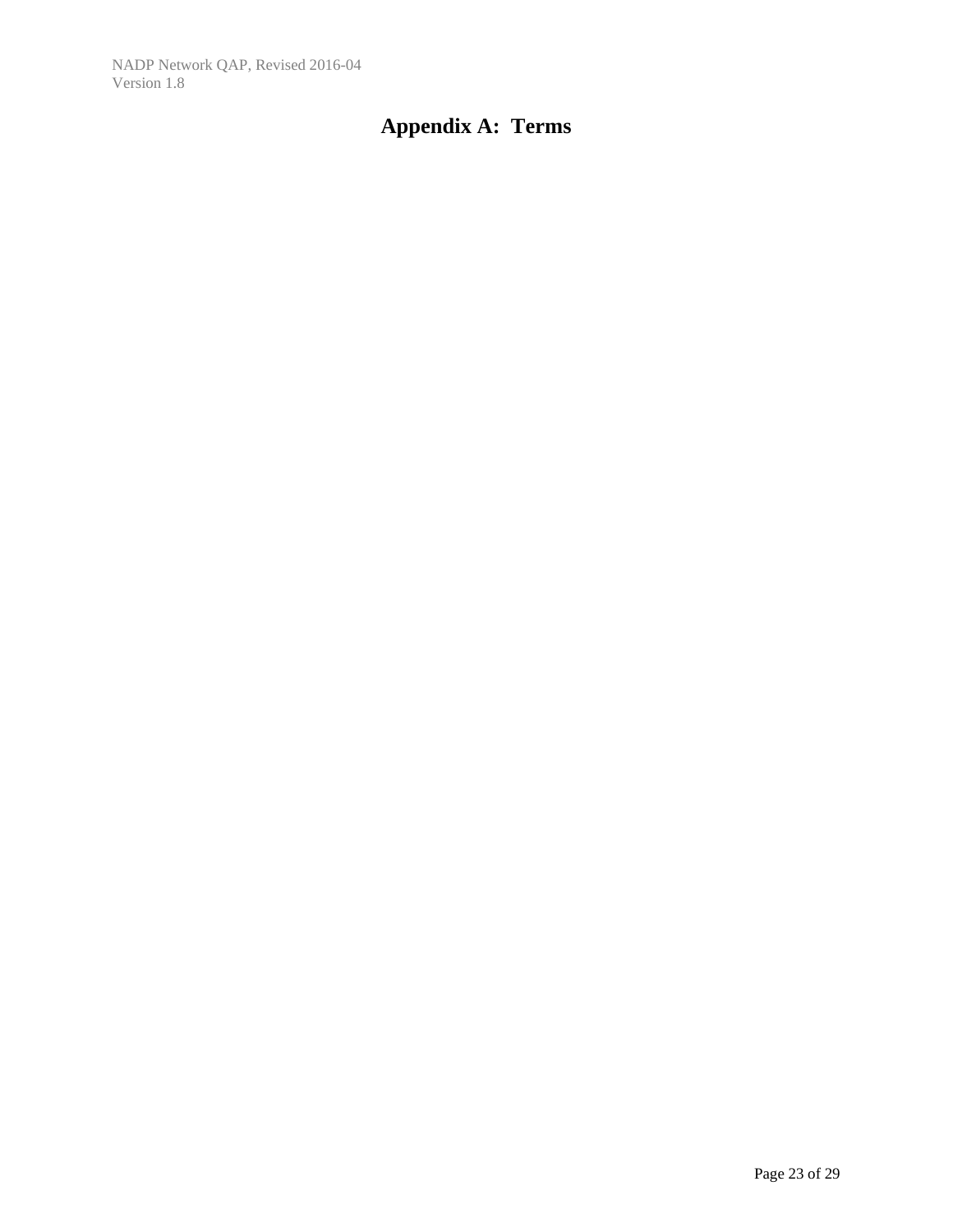# Appendix A: Terms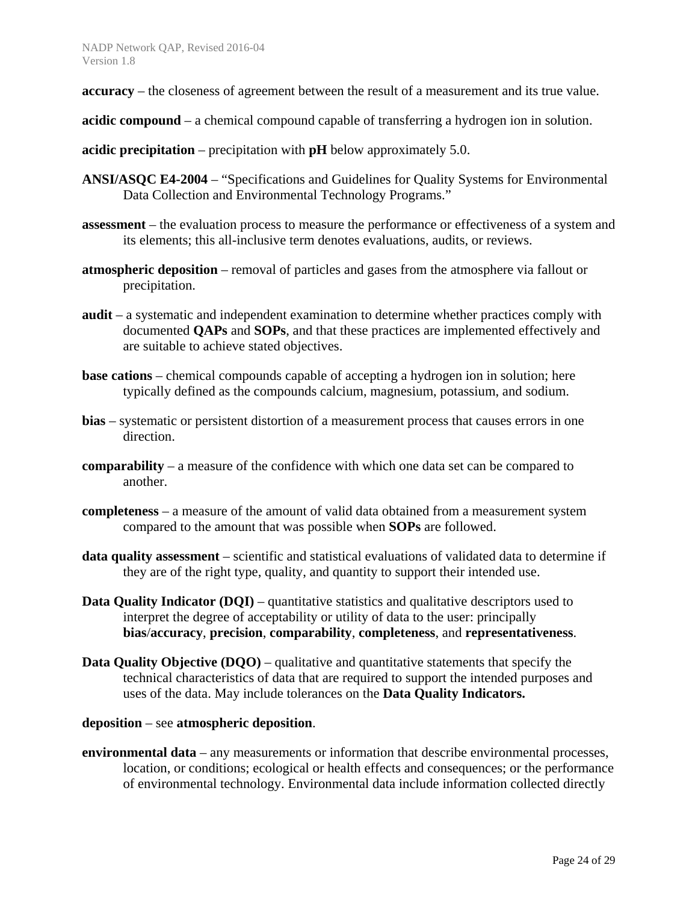**accuracy** – the closeness of agreement between the result of a measurement and its true value.

**acidic compound** – a chemical compound capable of transferring a hydrogen ion in solution.

**acidic precipitation** – precipitation with **pH** below approximately 5.0.

**ANSI/ASQC E4-2004** – "Specifications and Guidelines for Quality Systems for Environmental Data Collection and Environmental Technology Programs."

**assessment** – the evaluation process to measure the performance or effectiveness of a system and its elements; this all-inclusive term denotes evaluations, audits, or reviews.

**atmospheric deposition** – removal of particles and gases from the atmosphere via fallout or precipitation.

**audit** – a systematic and independent examination to determine whether practices comply with documented **QAPs** and **SOPs**, and that these practices are implemented effectively and are suitable to achieve stated objectives.

**base cations** – chemical compounds capable of accepting a hydrogen ion in solution; here typically defined as the compounds calcium, magnesium, potassium, and sodium.

**bias** – systematic or persistent distortion of a measurement process that causes errors in one direction.

**comparability** – a measure of the confidence with which one data set can be compared to another.

**completeness** – a measure of the amount of valid data obtained from a measurement system compared to the amount that was possible when **SOPs** are followed.

**data quality assessment** – scientific and statistical evaluations of validated data to determine if they are of the right type, quality, and quantity to support their intended use.

**Data Quality Indicator (DQI)** – quantitative statistics and qualitative descriptors used to interpret the degree of acceptability or utility of data to the user: principally **bias**/**accuracy**, **precision**, **comparability**, **completeness**, and **representativeness**.

**Data Quality Objective (DQO)** – qualitative and quantitative statements that specify the technical characteristics of data that are required to support the intended purposes and uses of the data. May include tolerances on the **Data Quality Indicators.**

**deposition** – see **atmospheric deposition**.

**environmental data** – any measurements or information that describe environmental processes, location, or conditions; ecological or health effects and consequences; or the performance of environmental technology. Environmental data include information collected directly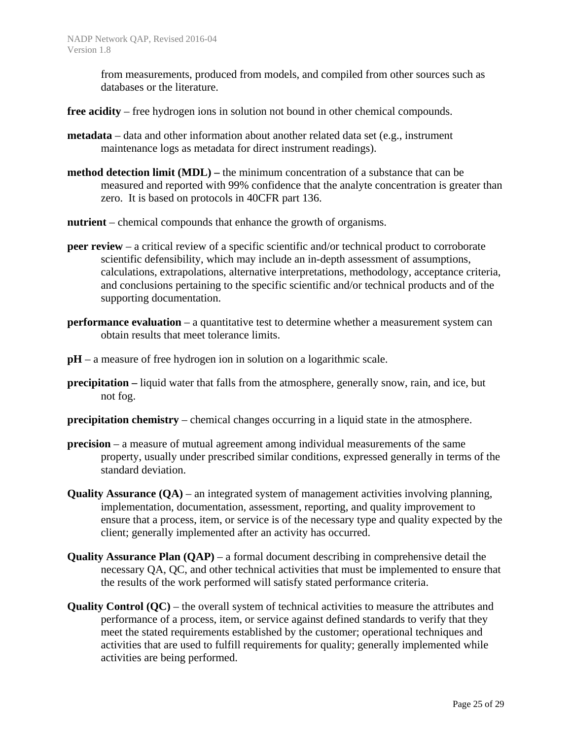from measurements, produced from models, and compiled from other sources such as databases or the literature.

**free acidity** – free hydrogen ions in solution not bound in other chemical compounds.

**metadata** – data and other information about another related data set (e.g., instrument maintenance logs as metadata for direct instrument readings).

**method detection limit (MDL) –** the minimum concentration of a substance that can be measured and reported with 99% confidence that the analyte concentration is greater than zero. It is based on protocols in 40CFR part 136.

**nutrient** – chemical compounds that enhance the growth of organisms.

**peer review** – a critical review of a specific scientific and/or technical product to corroborate scientific defensibility, which may include an in-depth assessment of assumptions, calculations, extrapolations, alternative interpretations, methodology, acceptance criteria, and conclusions pertaining to the specific scientific and/or technical products and of the supporting documentation.

**performance evaluation** – a quantitative test to determine whether a measurement system can obtain results that meet tolerance limits.

**pH** – a measure of free hydrogen ion in solution on a logarithmic scale.

**precipitation –** liquid water that falls from the atmosphere, generally snow, rain, and ice, but not fog.

**precipitation chemistry** – chemical changes occurring in a liquid state in the atmosphere.

**precision** – a measure of mutual agreement among individual measurements of the same property, usually under prescribed similar conditions, expressed generally in terms of the standard deviation.

**Quality Assurance (QA)** – an integrated system of management activities involving planning, implementation, documentation, assessment, reporting, and quality improvement to ensure that a process, item, or service is of the necessary type and quality expected by the client; generally implemented after an activity has occurred.

**Quality Assurance Plan (QAP)** – a formal document describing in comprehensive detail the necessary QA, QC, and other technical activities that must be implemented to ensure that the results of the work performed will satisfy stated performance criteria.

**Quality Control (QC)** – the overall system of technical activities to measure the attributes and performance of a process, item, or service against defined standards to verify that they meet the stated requirements established by the customer; operational techniques and activities that are used to fulfill requirements for quality; generally implemented while activities are being performed.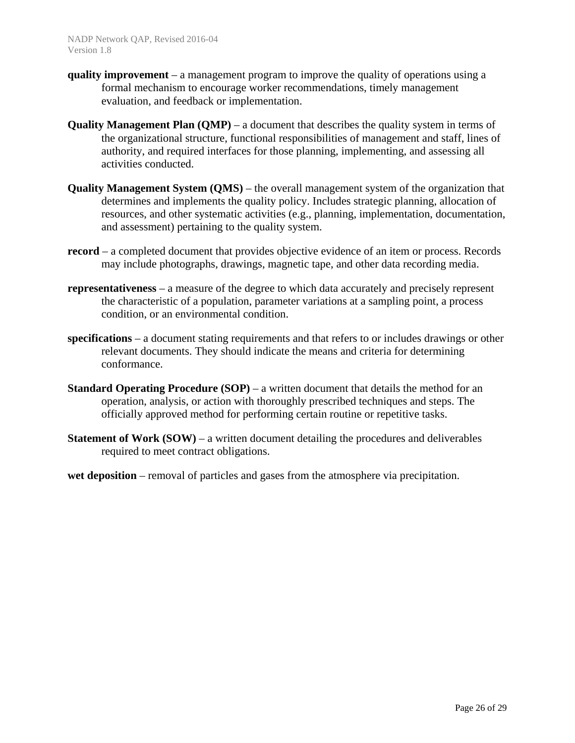**quality improvement** – a management program to improve the quality of operations using a formal mechanism to encourage worker recommendations, timely management evaluation, and feedback or implementation.

**Quality Management Plan (QMP)** – a document that describes the quality system in terms of the organizational structure, functional responsibilities of management and staff, lines of authority, and required interfaces for those planning, implementing, and assessing all activities conducted.

**Quality Management System (QMS)** – the overall management system of the organization that determines and implements the quality policy. Includes strategic planning, allocation of resources, and other systematic activities (e.g., planning, implementation, documentation, and assessment) pertaining to the quality system.

**record** – a completed document that provides objective evidence of an item or process. Records may include photographs, drawings, magnetic tape, and other data recording media.

**representativeness** – a measure of the degree to which data accurately and precisely represent the characteristic of a population, parameter variations at a sampling point, a process condition, or an environmental condition.

**specifications** – a document stating requirements and that refers to or includes drawings or other relevant documents. They should indicate the means and criteria for determining conformance.

**Standard Operating Procedure (SOP)** – a written document that details the method for an operation, analysis, or action with thoroughly prescribed techniques and steps. The officially approved method for performing certain routine or repetitive tasks.

**Statement of Work (SOW)** – a written document detailing the procedures and deliverables required to meet contract obligations.

**wet deposition** – removal of particles and gases from the atmosphere via precipitation.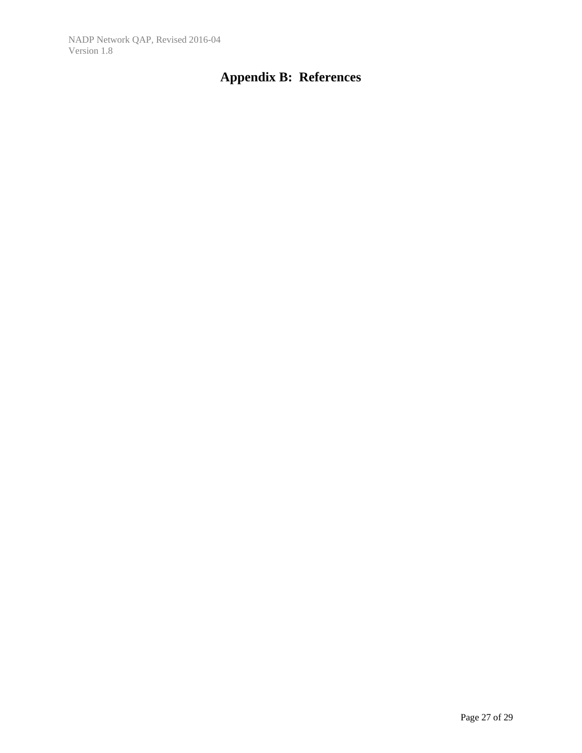# Appendix B: References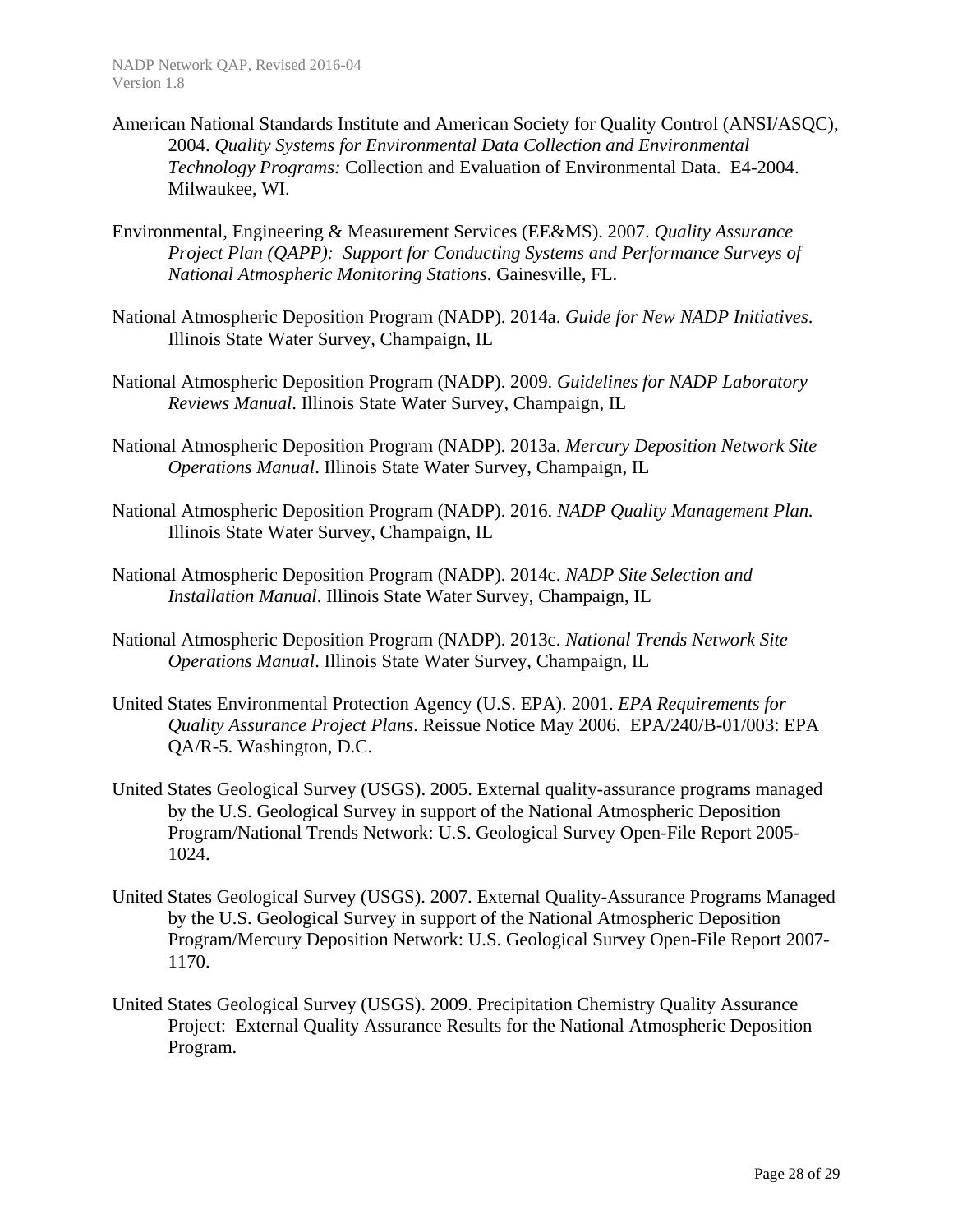American National Standards Institute and American Society for Quality Control (ANSI/ASQC), 2004. *Quality Systems for Environmental Data Collection and Environmental Technology Programs:* Collection and Evaluation of Environmental Data. E4-2004. Milwaukee, WI.

Environmental, Engineering & Measurement Services (EE&MS). 2007. *Quality Assurance Project Plan (QAPP): Support for Conducting Systems and Performance Surveys of National Atmospheric Monitoring Stations*. Gainesville, FL.

National Atmospheric Deposition Program (NADP). 2014a. *Guide for New NADP Initiatives*. Illinois State Water Survey, Champaign, IL

National Atmospheric Deposition Program (NADP). 2009. *Guidelines for NADP Laboratory Reviews Manual*. Illinois State Water Survey, Champaign, IL

National Atmospheric Deposition Program (NADP). 2013a. *Mercury Deposition Network Site Operations Manual*. Illinois State Water Survey, Champaign, IL

National Atmospheric Deposition Program (NADP). 2016. *NADP Quality Management Plan.* Illinois State Water Survey, Champaign, IL

National Atmospheric Deposition Program (NADP). 2014c. *NADP Site Selection and Installation Manual*. Illinois State Water Survey, Champaign, IL

National Atmospheric Deposition Program (NADP). 2013c. *National Trends Network Site Operations Manual*. Illinois State Water Survey, Champaign, IL

United States Environmental Protection Agency (U.S. EPA). 2001. *EPA Requirements for Quality Assurance Project Plans*. Reissue Notice May 2006. EPA/240/B-01/003: EPA QA/R-5. Washington, D.C.

United States Geological Survey (USGS). 2005. External quality-assurance programs managed by the U.S. Geological Survey in support of the National Atmospheric Deposition Program/National Trends Network: U.S. Geological Survey Open-File Report 2005-1024.

United States Geological Survey (USGS). 2007. External Quality-Assurance Programs Managed by the U.S. Geological Survey in support of the National Atmospheric Deposition Program/Mercury Deposition Network: U.S. Geological Survey Open-File Report 2007-1170.

United States Geological Survey (USGS). 2009. Precipitation Chemistry Quality Assurance Project: External Quality Assurance Results for the National Atmospheric Deposition Program.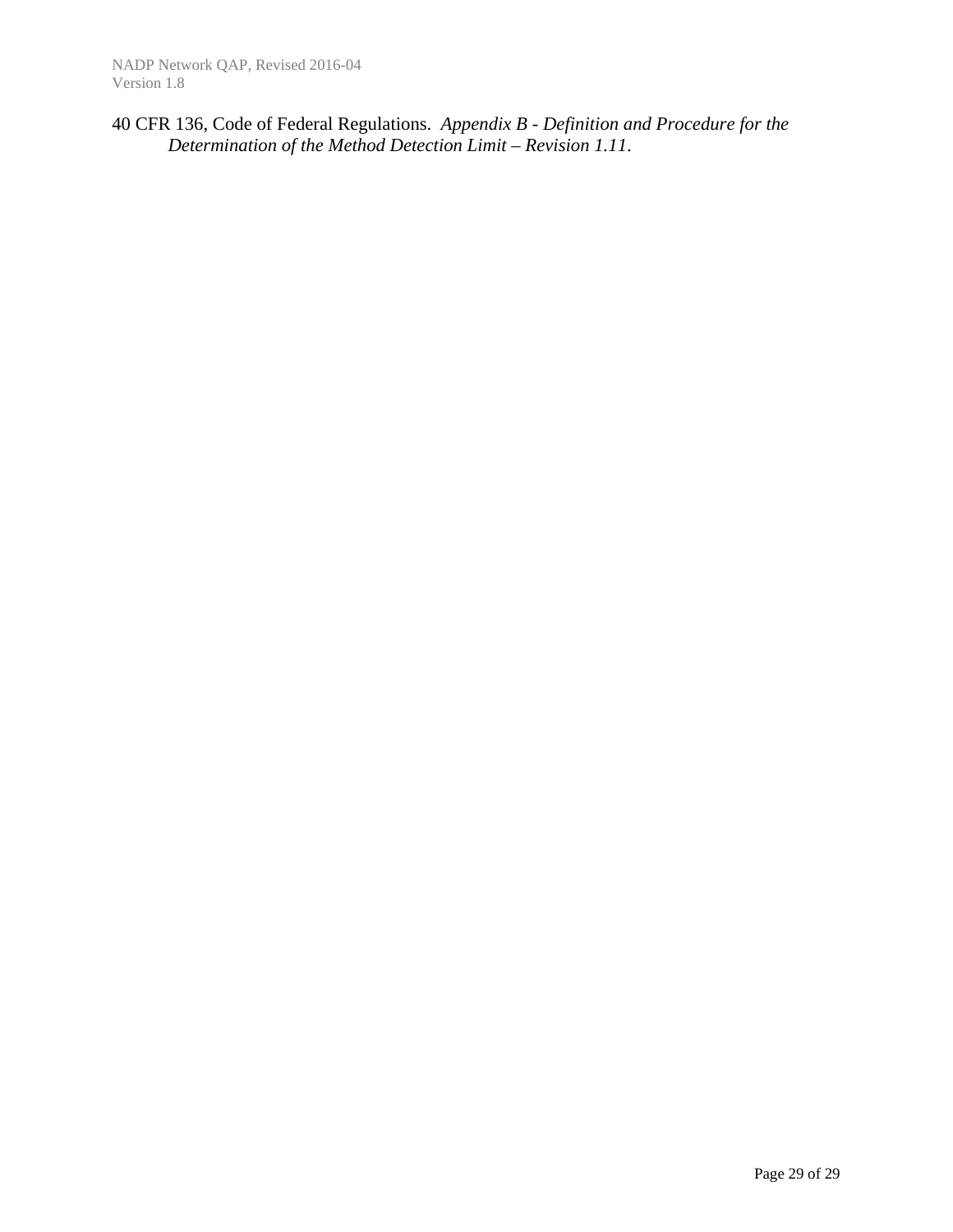40 CFR 136, Code of Federal Regulations. *Appendix B - Definition and Procedure for the Determination of the Method Detection Limit – Revision 1.11*.